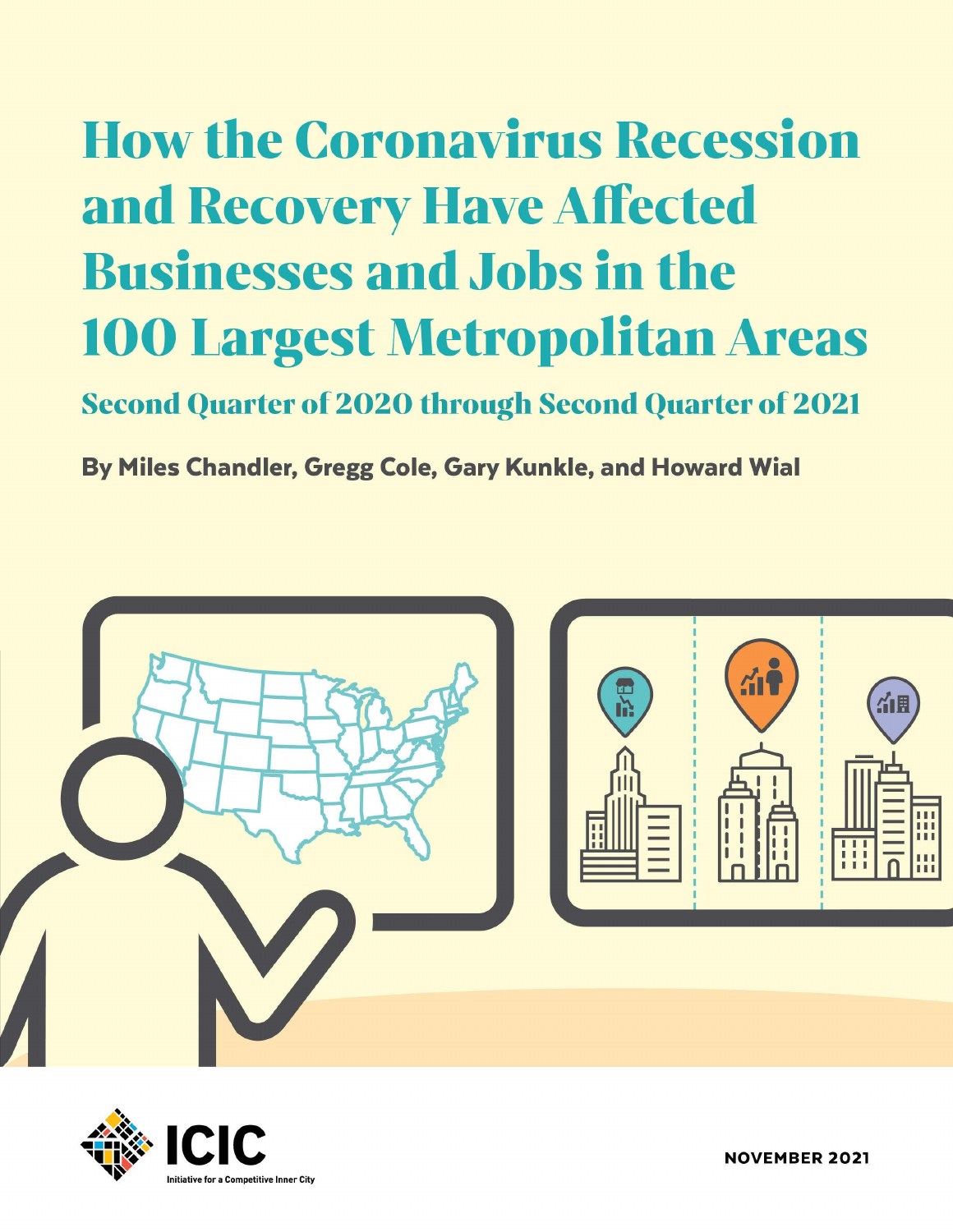# How the Coronavirus Recession and Recovery Have Affected Businesses and Jobs in the 100 Largest Metropolitan Areas

## Second Quarter of 2020 through Second Quarter of 2021

**By Miles Chandler, Gregg Cole, Gary Kunkle, and Howard Wial**

ICIC
Initiative for a Competitive Inner City

NOVEMBER 2021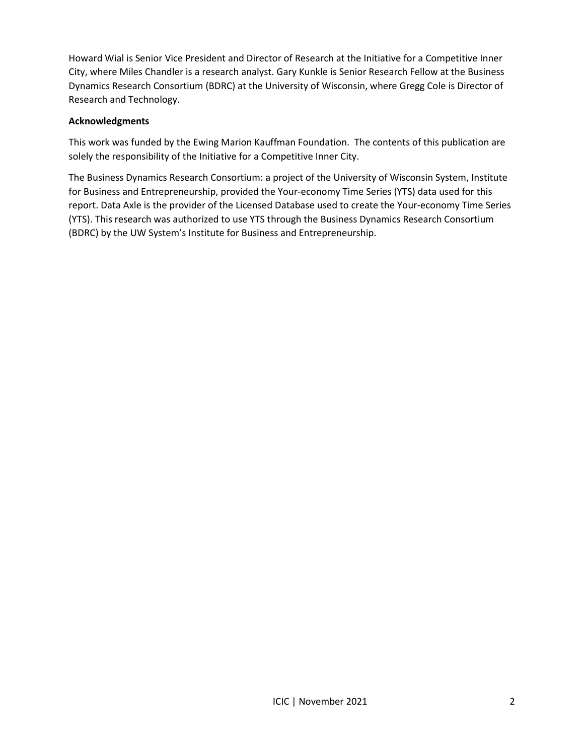Howard Wial is Senior Vice President and Director of Research at the Initiative for a Competitive Inner City, where Miles Chandler is a research analyst. Gary Kunkle is Senior Research Fellow at the Business Dynamics Research Consortium (BDRC) at the University of Wisconsin, where Gregg Cole is Director of Research and Technology.

**Acknowledgments**

This work was funded by the Ewing Marion Kauffman Foundation. The contents of this publication are solely the responsibility of the Initiative for a Competitive Inner City.

The Business Dynamics Research Consortium: a project of the University of Wisconsin System, Institute for Business and Entrepreneurship, provided the Your-economy Time Series (YTS) data used for this report. Data Axle is the provider of the Licensed Database used to create the Your-economy Time Series (YTS). This research was authorized to use YTS through the Business Dynamics Research Consortium (BDRC) by the UW System's Institute for Business and Entrepreneurship.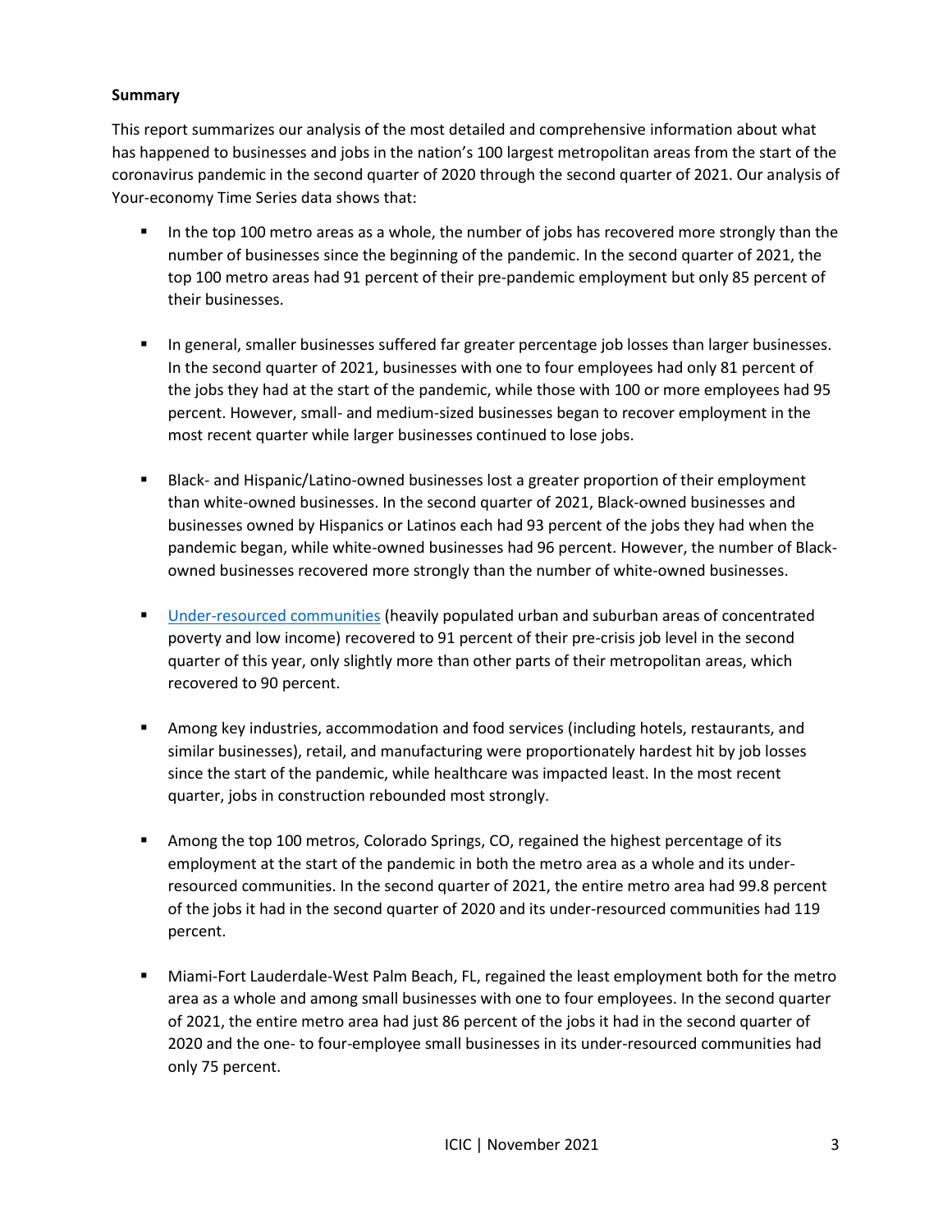**Summary**

This report summarizes our analysis of the most detailed and comprehensive information about what has happened to businesses and jobs in the nation's 100 largest metropolitan areas from the start of the coronavirus pandemic in the second quarter of 2020 through the second quarter of 2021. Our analysis of Your-economy Time Series data shows that:

- In the top 100 metro areas as a whole, the number of jobs has recovered more strongly than the number of businesses since the beginning of the pandemic. In the second quarter of 2021, the top 100 metro areas had 91 percent of their pre-pandemic employment but only 85 percent of their businesses.

- In general, smaller businesses suffered far greater percentage job losses than larger businesses. In the second quarter of 2021, businesses with one to four employees had only 81 percent of the jobs they had at the start of the pandemic, while those with 100 or more employees had 95 percent. However, small- and medium-sized businesses began to recover employment in the most recent quarter while larger businesses continued to lose jobs.

- Black- and Hispanic/Latino-owned businesses lost a greater proportion of their employment than white-owned businesses. In the second quarter of 2021, Black-owned businesses and businesses owned by Hispanics or Latinos each had 93 percent of the jobs they had when the pandemic began, while white-owned businesses had 96 percent. However, the number of Black-owned businesses recovered more strongly than the number of white-owned businesses.

- Under-resourced communities (heavily populated urban and suburban areas of concentrated poverty and low income) recovered to 91 percent of their pre-crisis job level in the second quarter of this year, only slightly more than other parts of their metropolitan areas, which recovered to 90 percent.

- Among key industries, accommodation and food services (including hotels, restaurants, and similar businesses), retail, and manufacturing were proportionately hardest hit by job losses since the start of the pandemic, while healthcare was impacted least. In the most recent quarter, jobs in construction rebounded most strongly.

- Among the top 100 metros, Colorado Springs, CO, regained the highest percentage of its employment at the start of the pandemic in both the metro area as a whole and its under-resourced communities. In the second quarter of 2021, the entire metro area had 99.8 percent of the jobs it had in the second quarter of 2020 and its under-resourced communities had 119 percent.

- Miami-Fort Lauderdale-West Palm Beach, FL, regained the least employment both for the metro area as a whole and among small businesses with one to four employees. In the second quarter of 2021, the entire metro area had just 86 percent of the jobs it had in the second quarter of 2020 and the one- to four-employee small businesses in its under-resourced communities had only 75 percent.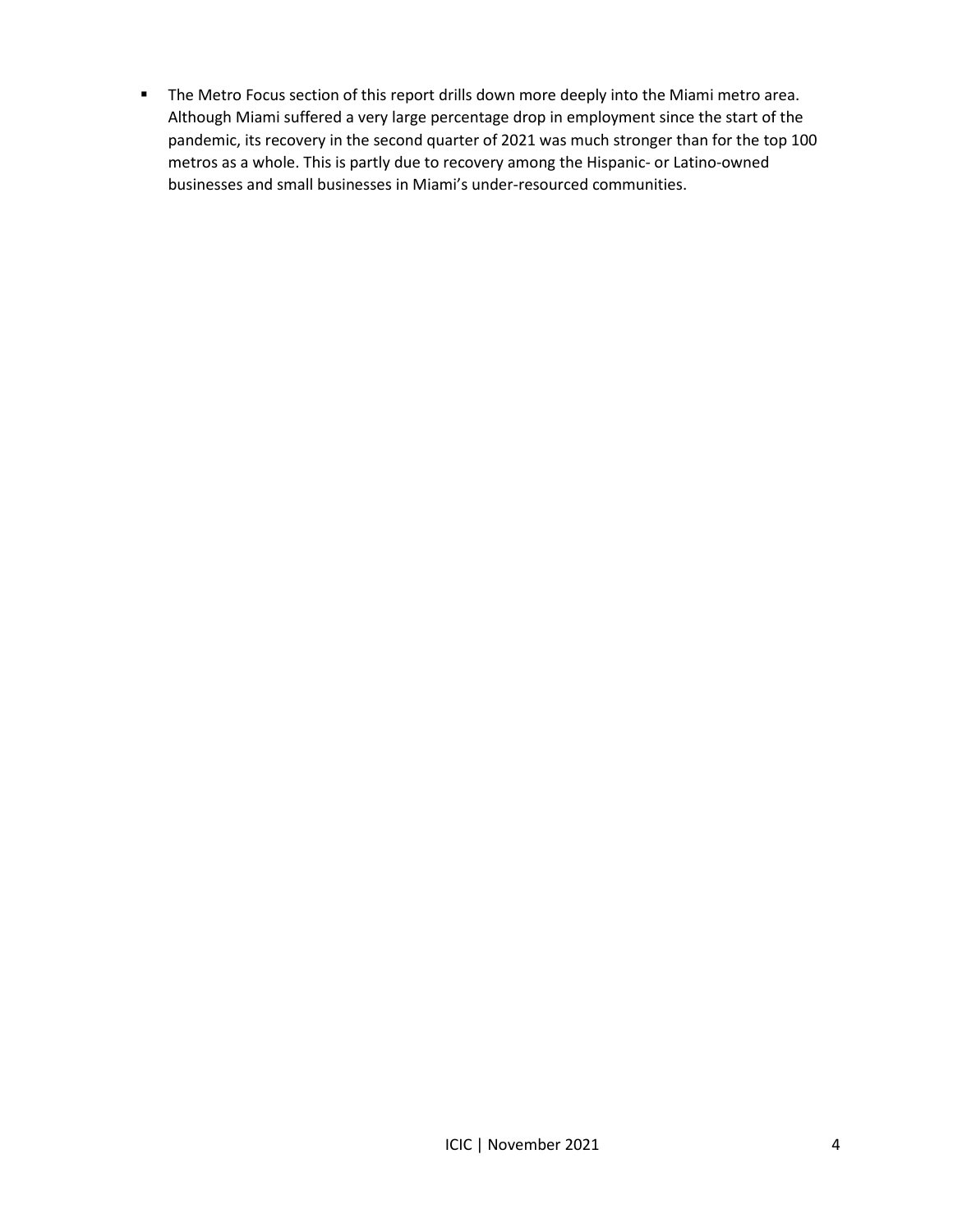- The Metro Focus section of this report drills down more deeply into the Miami metro area. Although Miami suffered a very large percentage drop in employment since the start of the pandemic, its recovery in the second quarter of 2021 was much stronger than for the top 100 metros as a whole. This is partly due to recovery among the Hispanic- or Latino-owned businesses and small businesses in Miami's under-resourced communities.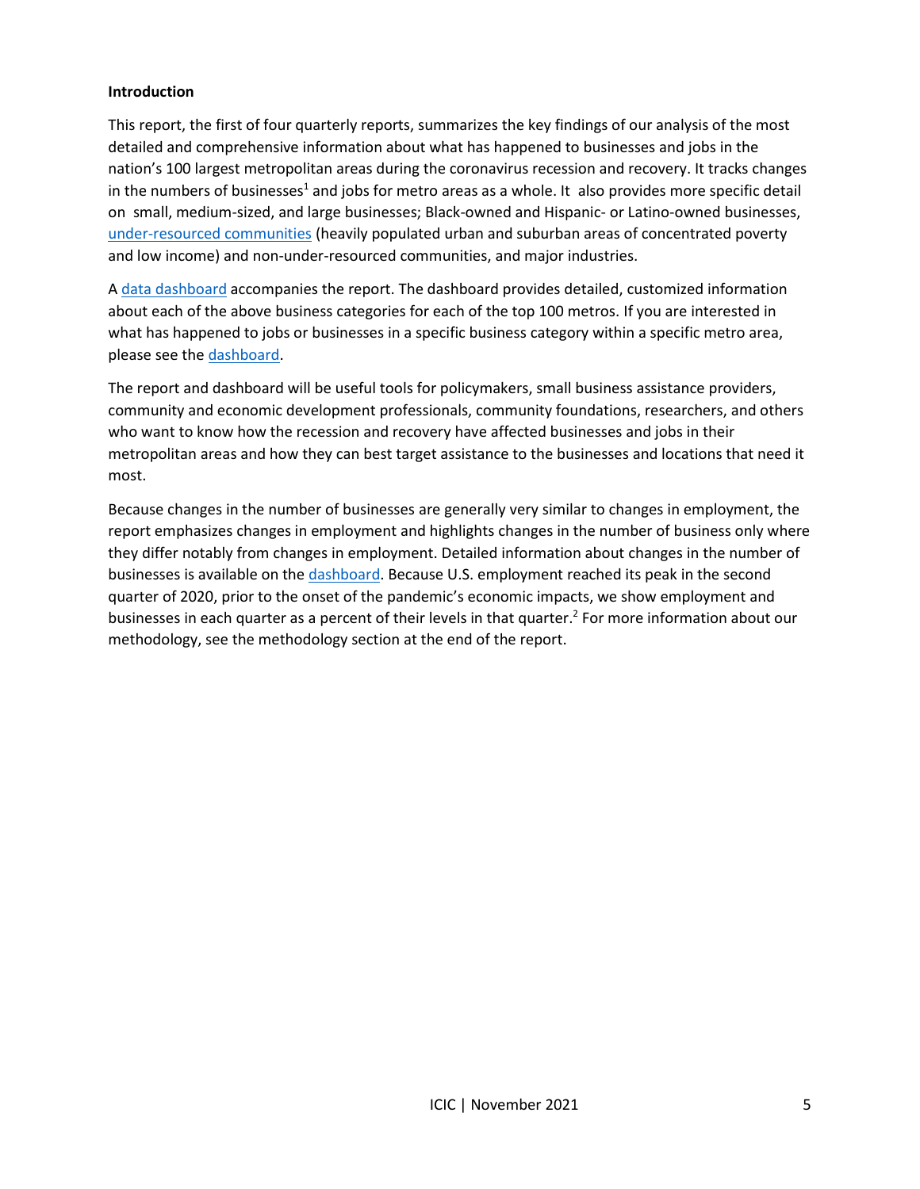**Introduction**

This report, the first of four quarterly reports, summarizes the key findings of our analysis of the most detailed and comprehensive information about what has happened to businesses and jobs in the nation's 100 largest metropolitan areas during the coronavirus recession and recovery. It tracks changes in the numbers of businesses[1] and jobs for metro areas as a whole. It also provides more specific detail on small, medium-sized, and large businesses; Black-owned and Hispanic- or Latino-owned businesses, under-resourced communities (heavily populated urban and suburban areas of concentrated poverty and low income) and non-under-resourced communities, and major industries.

A data dashboard accompanies the report. The dashboard provides detailed, customized information about each of the above business categories for each of the top 100 metros. If you are interested in what has happened to jobs or businesses in a specific business category within a specific metro area, please see the dashboard.

The report and dashboard will be useful tools for policymakers, small business assistance providers, community and economic development professionals, community foundations, researchers, and others who want to know how the recession and recovery have affected businesses and jobs in their metropolitan areas and how they can best target assistance to the businesses and locations that need it most.

Because changes in the number of businesses are generally very similar to changes in employment, the report emphasizes changes in employment and highlights changes in the number of business only where they differ notably from changes in employment. Detailed information about changes in the number of businesses is available on the dashboard. Because U.S. employment reached its peak in the second quarter of 2020, prior to the onset of the pandemic's economic impacts, we show employment and businesses in each quarter as a percent of their levels in that quarter.[2] For more information about our methodology, see the methodology section at the end of the report.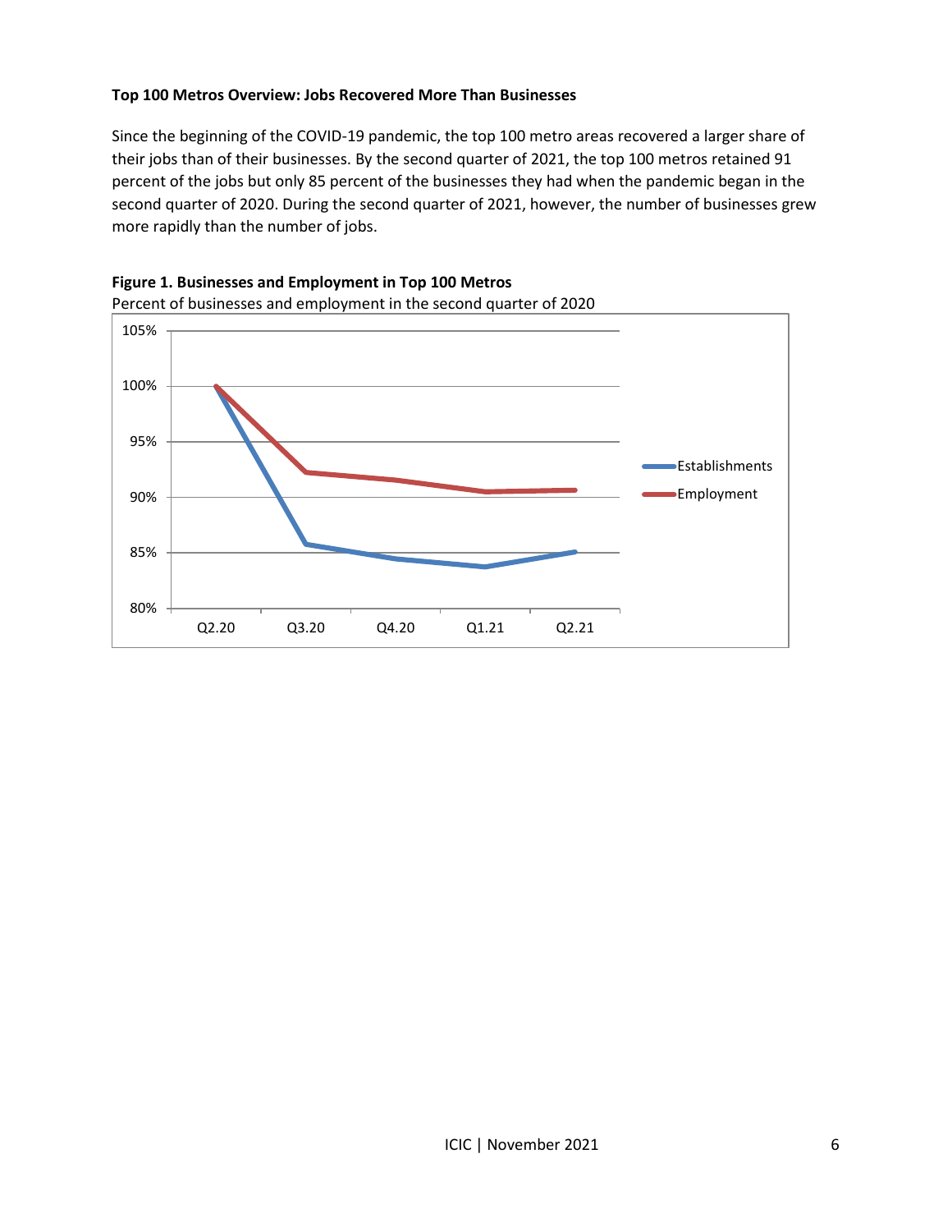**Top 100 Metros Overview: Jobs Recovered More Than Businesses**

Since the beginning of the COVID-19 pandemic, the top 100 metro areas recovered a larger share of their jobs than of their businesses. By the second quarter of 2021, the top 100 metros retained 91 percent of the jobs but only 85 percent of the businesses they had when the pandemic began in the second quarter of 2020. During the second quarter of 2021, however, the number of businesses grew more rapidly than the number of jobs.

**Figure 1. Businesses and Employment in Top 100 Metros**

Percent of businesses and employment in the second quarter of 2020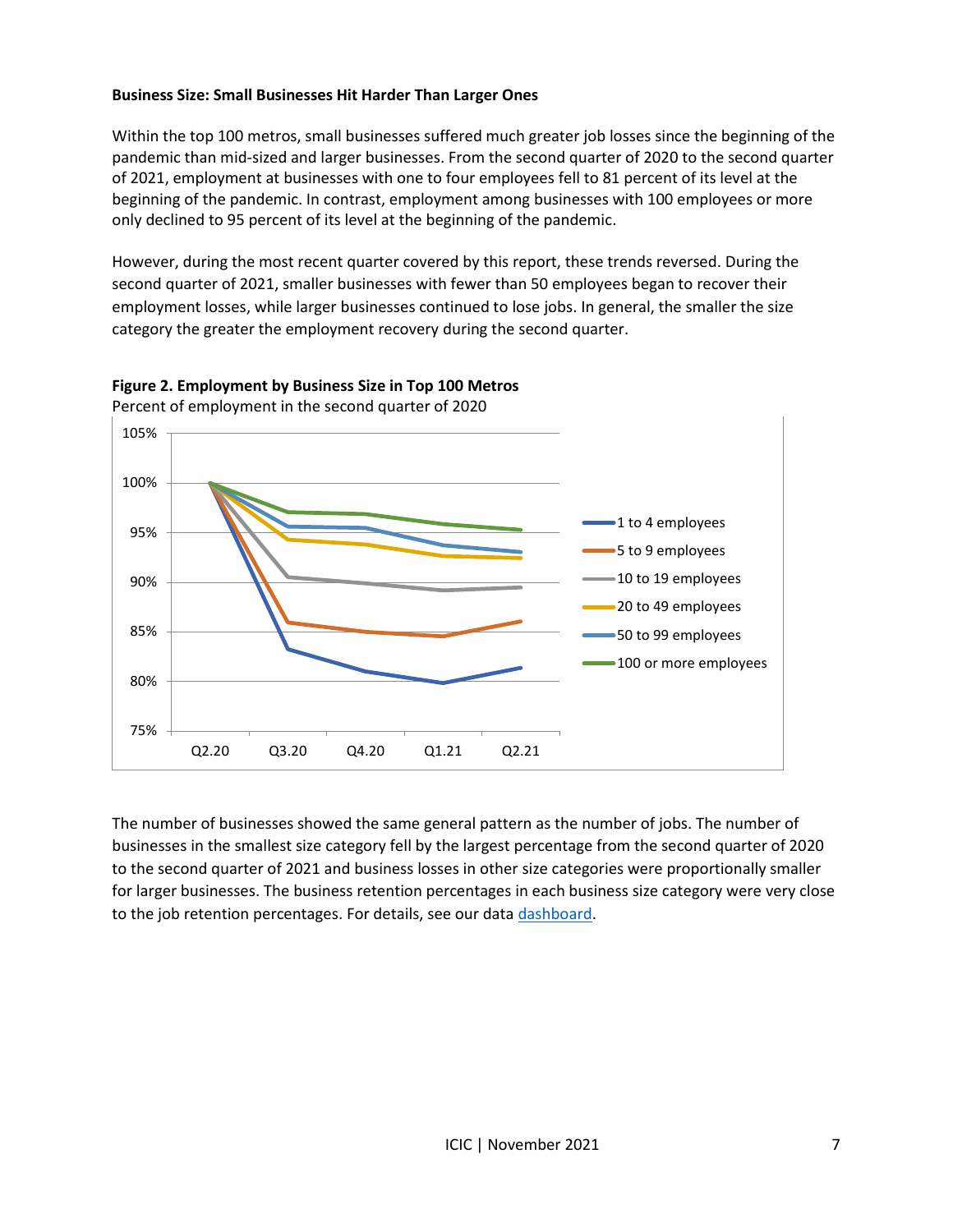**Business Size: Small Businesses Hit Harder Than Larger Ones**

Within the top 100 metros, small businesses suffered much greater job losses since the beginning of the pandemic than mid-sized and larger businesses. From the second quarter of 2020 to the second quarter of 2021, employment at businesses with one to four employees fell to 81 percent of its level at the beginning of the pandemic. In contrast, employment among businesses with 100 employees or more only declined to 95 percent of its level at the beginning of the pandemic.

However, during the most recent quarter covered by this report, these trends reversed. During the second quarter of 2021, smaller businesses with fewer than 50 employees began to recover their employment losses, while larger businesses continued to lose jobs. In general, the smaller the size category the greater the employment recovery during the second quarter.

**Figure 2. Employment by Business Size in Top 100 Metros**
Percent of employment in the second quarter of 2020

The number of businesses showed the same general pattern as the number of jobs. The number of businesses in the smallest size category fell by the largest percentage from the second quarter of 2020 to the second quarter of 2021 and business losses in other size categories were proportionally smaller for larger businesses. The business retention percentages in each business size category were very close to the job retention percentages. For details, see our data dashboard.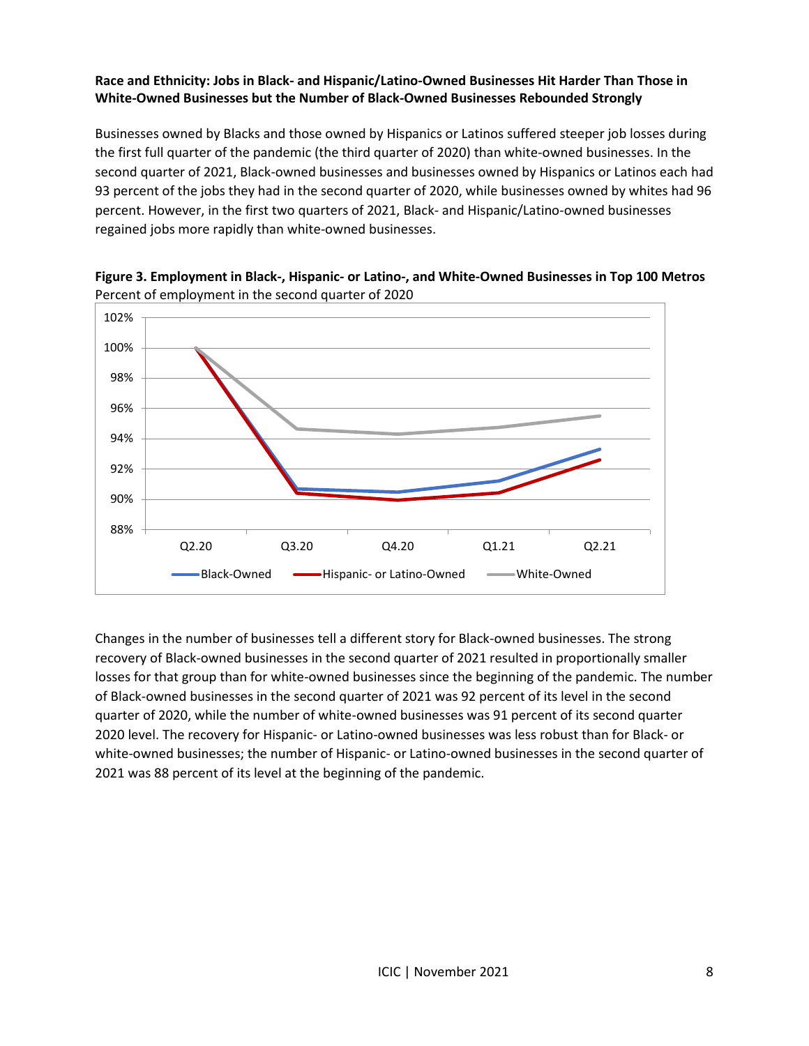**Race and Ethnicity: Jobs in Black- and Hispanic/Latino-Owned Businesses Hit Harder Than Those in White-Owned Businesses but the Number of Black-Owned Businesses Rebounded Strongly**

Businesses owned by Blacks and those owned by Hispanics or Latinos suffered steeper job losses during the first full quarter of the pandemic (the third quarter of 2020) than white-owned businesses. In the second quarter of 2021, Black-owned businesses and businesses owned by Hispanics or Latinos each had 93 percent of the jobs they had in the second quarter of 2020, while businesses owned by whites had 96 percent. However, in the first two quarters of 2021, Black- and Hispanic/Latino-owned businesses regained jobs more rapidly than white-owned businesses.

**Figure 3. Employment in Black-, Hispanic- or Latino-, and White-Owned Businesses in Top 100 Metros**
Percent of employment in the second quarter of 2020

Changes in the number of businesses tell a different story for Black-owned businesses. The strong recovery of Black-owned businesses in the second quarter of 2021 resulted in proportionally smaller losses for that group than for white-owned businesses since the beginning of the pandemic. The number of Black-owned businesses in the second quarter of 2021 was 92 percent of its level in the second quarter of 2020, while the number of white-owned businesses was 91 percent of its second quarter 2020 level. The recovery for Hispanic- or Latino-owned businesses was less robust than for Black- or white-owned businesses; the number of Hispanic- or Latino-owned businesses in the second quarter of 2021 was 88 percent of its level at the beginning of the pandemic.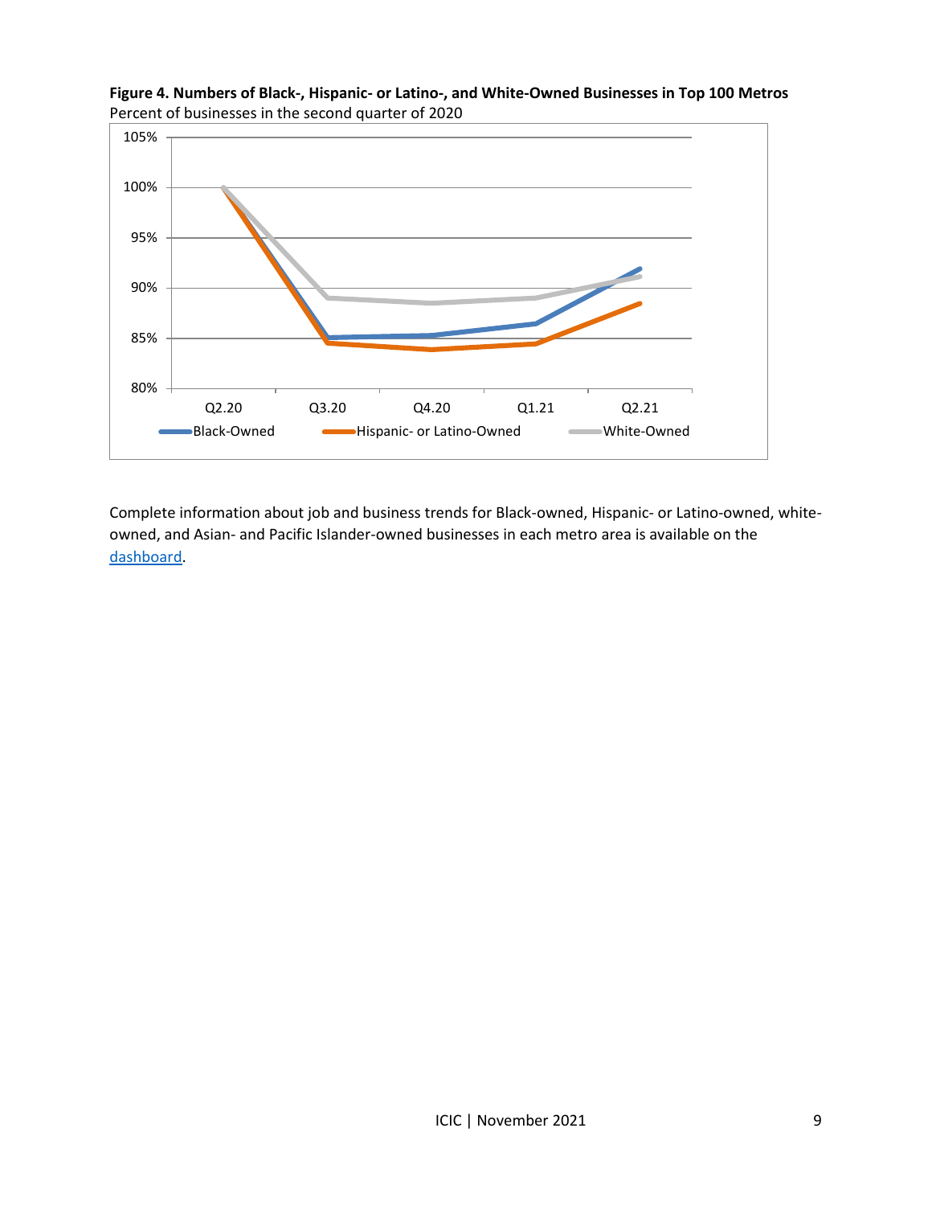**Figure 4. Numbers of Black-, Hispanic- or Latino-, and White-Owned Businesses in Top 100 Metros**
Percent of businesses in the second quarter of 2020

Complete information about job and business trends for Black-owned, Hispanic- or Latino-owned, white-owned, and Asian- and Pacific Islander-owned businesses in each metro area is available on the [dashboard](dashboard).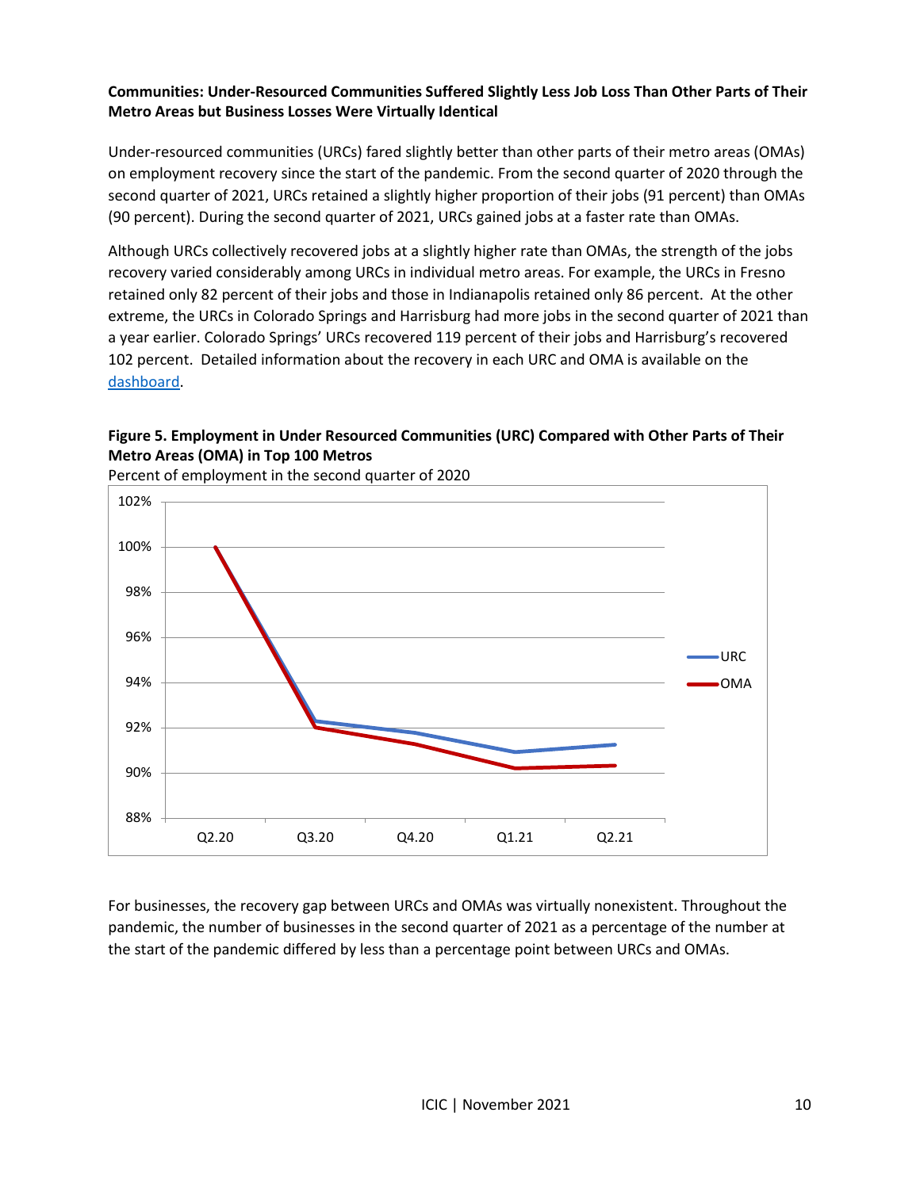**Communities: Under-Resourced Communities Suffered Slightly Less Job Loss Than Other Parts of Their Metro Areas but Business Losses Were Virtually Identical**

Under-resourced communities (URCs) fared slightly better than other parts of their metro areas (OMAs) on employment recovery since the start of the pandemic. From the second quarter of 2020 through the second quarter of 2021, URCs retained a slightly higher proportion of their jobs (91 percent) than OMAs (90 percent). During the second quarter of 2021, URCs gained jobs at a faster rate than OMAs.

Although URCs collectively recovered jobs at a slightly higher rate than OMAs, the strength of the jobs recovery varied considerably among URCs in individual metro areas. For example, the URCs in Fresno retained only 82 percent of their jobs and those in Indianapolis retained only 86 percent. At the other extreme, the URCs in Colorado Springs and Harrisburg had more jobs in the second quarter of 2021 than a year earlier. Colorado Springs' URCs recovered 119 percent of their jobs and Harrisburg's recovered 102 percent. Detailed information about the recovery in each URC and OMA is available on the [dashboard](dashboard).

**Figure 5. Employment in Under Resourced Communities (URC) Compared with Other Parts of Their Metro Areas (OMA) in Top 100 Metros**

Percent of employment in the second quarter of 2020

For businesses, the recovery gap between URCs and OMAs was virtually nonexistent. Throughout the pandemic, the number of businesses in the second quarter of 2021 as a percentage of the number at the start of the pandemic differed by less than a percentage point between URCs and OMAs.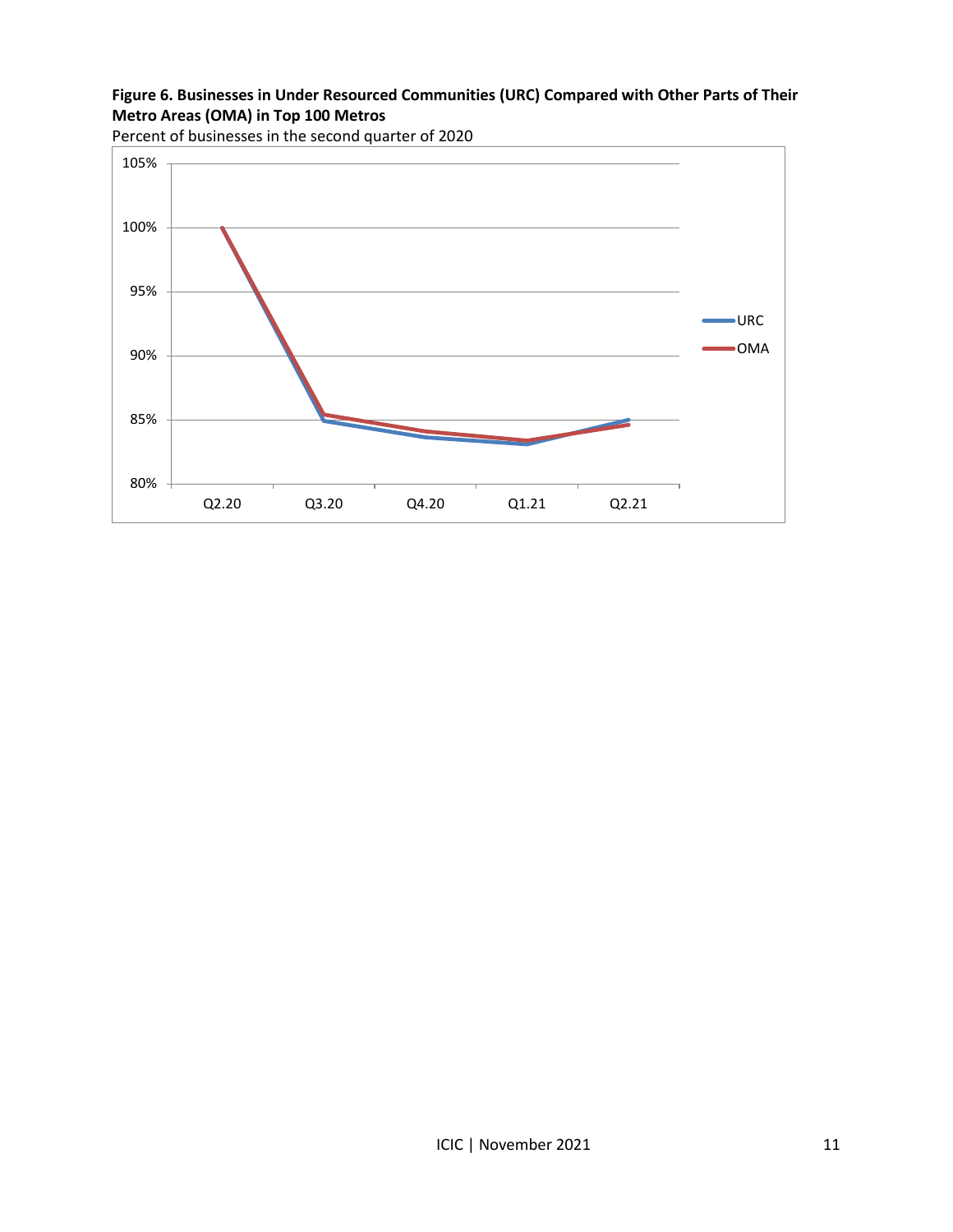**Figure 6. Businesses in Under Resourced Communities (URC) Compared with Other Parts of Their Metro Areas (OMA) in Top 100 Metros**

Percent of businesses in the second quarter of 2020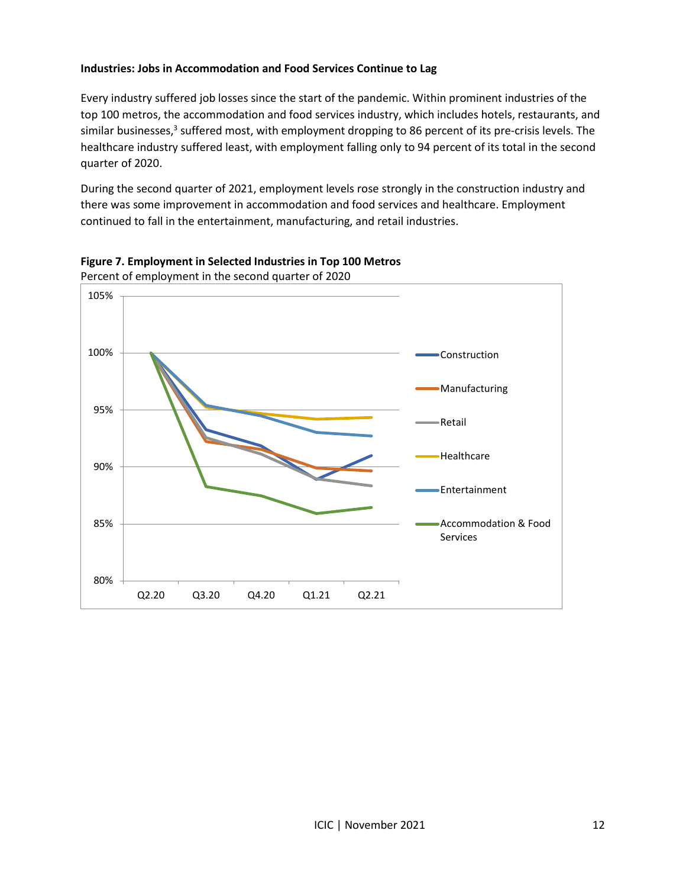**Industries: Jobs in Accommodation and Food Services Continue to Lag**

Every industry suffered job losses since the start of the pandemic. Within prominent industries of the top 100 metros, the accommodation and food services industry, which includes hotels, restaurants, and similar businesses,[3] suffered most, with employment dropping to 86 percent of its pre-crisis levels. The healthcare industry suffered least, with employment falling only to 94 percent of its total in the second quarter of 2020.

During the second quarter of 2021, employment levels rose strongly in the construction industry and there was some improvement in accommodation and food services and healthcare. Employment continued to fall in the entertainment, manufacturing, and retail industries.

**Figure 7. Employment in Selected Industries in Top 100 Metros**
Percent of employment in the second quarter of 2020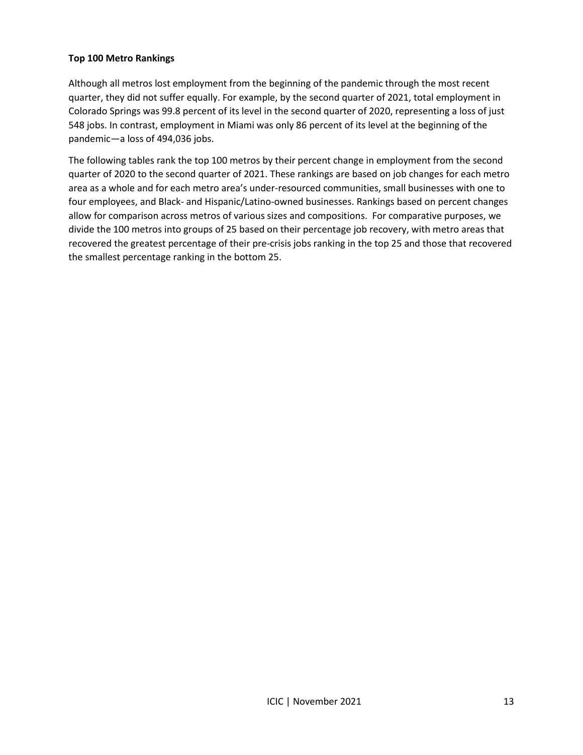**Top 100 Metro Rankings**

Although all metros lost employment from the beginning of the pandemic through the most recent quarter, they did not suffer equally. For example, by the second quarter of 2021, total employment in Colorado Springs was 99.8 percent of its level in the second quarter of 2020, representing a loss of just 548 jobs. In contrast, employment in Miami was only 86 percent of its level at the beginning of the pandemic—a loss of 494,036 jobs.

The following tables rank the top 100 metros by their percent change in employment from the second quarter of 2020 to the second quarter of 2021. These rankings are based on job changes for each metro area as a whole and for each metro area's under-resourced communities, small businesses with one to four employees, and Black- and Hispanic/Latino-owned businesses. Rankings based on percent changes allow for comparison across metros of various sizes and compositions. For comparative purposes, we divide the 100 metros into groups of 25 based on their percentage job recovery, with metro areas that recovered the greatest percentage of their pre-crisis jobs ranking in the top 25 and those that recovered the smallest percentage ranking in the bottom 25.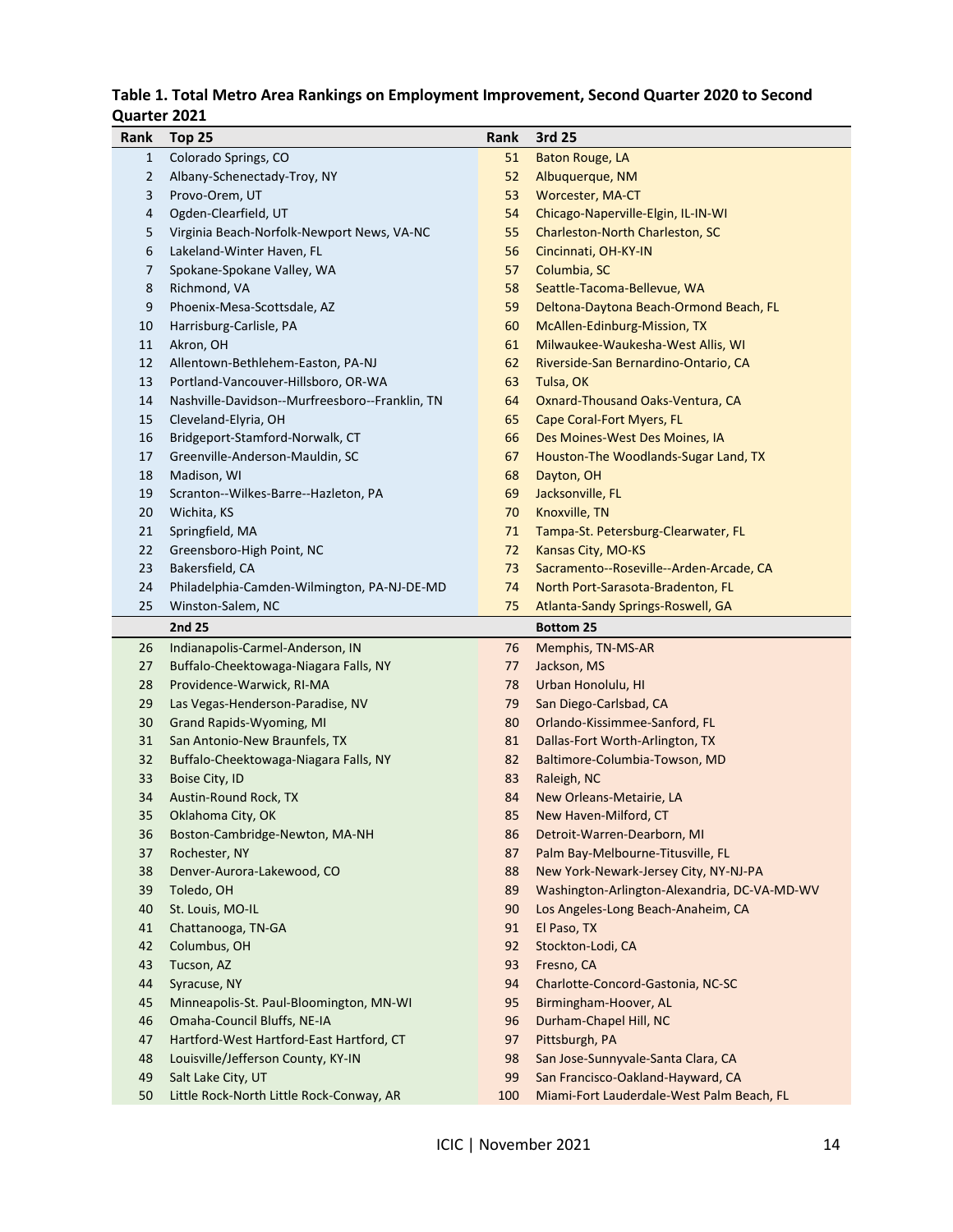**Table 1. Total Metro Area Rankings on Employment Improvement, Second Quarter 2020 to Second Quarter 2021**

| Rank | Top 25 | Rank | 3rd 25 |
|---|---|---|---|
| 1 | Colorado Springs, CO | 51 | Baton Rouge, LA |
| 2 | Albany-Schenectady-Troy, NY | 52 | Albuquerque, NM |
| 3 | Provo-Orem, UT | 53 | Worcester, MA-CT |
| 4 | Ogden-Clearfield, UT | 54 | Chicago-Naperville-Elgin, IL-IN-WI |
| 5 | Virginia Beach-Norfolk-Newport News, VA-NC | 55 | Charleston-North Charleston, SC |
| 6 | Lakeland-Winter Haven, FL | 56 | Cincinnati, OH-KY-IN |
| 7 | Spokane-Spokane Valley, WA | 57 | Columbia, SC |
| 8 | Richmond, VA | 58 | Seattle-Tacoma-Bellevue, WA |
| 9 | Phoenix-Mesa-Scottsdale, AZ | 59 | Deltona-Daytona Beach-Ormond Beach, FL |
| 10 | Harrisburg-Carlisle, PA | 60 | McAllen-Edinburg-Mission, TX |
| 11 | Akron, OH | 61 | Milwaukee-Waukesha-West Allis, WI |
| 12 | Allentown-Bethlehem-Easton, PA-NJ | 62 | Riverside-San Bernardino-Ontario, CA |
| 13 | Portland-Vancouver-Hillsboro, OR-WA | 63 | Tulsa, OK |
| 14 | Nashville-Davidson--Murfreesboro--Franklin, TN | 64 | Oxnard-Thousand Oaks-Ventura, CA |
| 15 | Cleveland-Elyria, OH | 65 | Cape Coral-Fort Myers, FL |
| 16 | Bridgeport-Stamford-Norwalk, CT | 66 | Des Moines-West Des Moines, IA |
| 17 | Greenville-Anderson-Mauldin, SC | 67 | Houston-The Woodlands-Sugar Land, TX |
| 18 | Madison, WI | 68 | Dayton, OH |
| 19 | Scranton--Wilkes-Barre--Hazleton, PA | 69 | Jacksonville, FL |
| 20 | Wichita, KS | 70 | Knoxville, TN |
| 21 | Springfield, MA | 71 | Tampa-St. Petersburg-Clearwater, FL |
| 22 | Greensboro-High Point, NC | 72 | Kansas City, MO-KS |
| 23 | Bakersfield, CA | 73 | Sacramento--Roseville--Arden-Arcade, CA |
| 24 | Philadelphia-Camden-Wilmington, PA-NJ-DE-MD | 74 | North Port-Sarasota-Bradenton, FL |
| 25 | Winston-Salem, NC | 75 | Atlanta-Sandy Springs-Roswell, GA |
| | **2nd 25** | | **Bottom 25** |
| 26 | Indianapolis-Carmel-Anderson, IN | 76 | Memphis, TN-MS-AR |
| 27 | Buffalo-Cheektowaga-Niagara Falls, NY | 77 | Jackson, MS |
| 28 | Providence-Warwick, RI-MA | 78 | Urban Honolulu, HI |
| 29 | Las Vegas-Henderson-Paradise, NV | 79 | San Diego-Carlsbad, CA |
| 30 | Grand Rapids-Wyoming, MI | 80 | Orlando-Kissimmee-Sanford, FL |
| 31 | San Antonio-New Braunfels, TX | 81 | Dallas-Fort Worth-Arlington, TX |
| 32 | Buffalo-Cheektowaga-Niagara Falls, NY | 82 | Baltimore-Columbia-Towson, MD |
| 33 | Boise City, ID | 83 | Raleigh, NC |
| 34 | Austin-Round Rock, TX | 84 | New Orleans-Metairie, LA |
| 35 | Oklahoma City, OK | 85 | New Haven-Milford, CT |
| 36 | Boston-Cambridge-Newton, MA-NH | 86 | Detroit-Warren-Dearborn, MI |
| 37 | Rochester, NY | 87 | Palm Bay-Melbourne-Titusville, FL |
| 38 | Denver-Aurora-Lakewood, CO | 88 | New York-Newark-Jersey City, NY-NJ-PA |
| 39 | Toledo, OH | 89 | Washington-Arlington-Alexandria, DC-VA-MD-WV |
| 40 | St. Louis, MO-IL | 90 | Los Angeles-Long Beach-Anaheim, CA |
| 41 | Chattanooga, TN-GA | 91 | El Paso, TX |
| 42 | Columbus, OH | 92 | Stockton-Lodi, CA |
| 43 | Tucson, AZ | 93 | Fresno, CA |
| 44 | Syracuse, NY | 94 | Charlotte-Concord-Gastonia, NC-SC |
| 45 | Minneapolis-St. Paul-Bloomington, MN-WI | 95 | Birmingham-Hoover, AL |
| 46 | Omaha-Council Bluffs, NE-IA | 96 | Durham-Chapel Hill, NC |
| 47 | Hartford-West Hartford-East Hartford, CT | 97 | Pittsburgh, PA |
| 48 | Louisville/Jefferson County, KY-IN | 98 | San Jose-Sunnyvale-Santa Clara, CA |
| 49 | Salt Lake City, UT | 99 | San Francisco-Oakland-Hayward, CA |
| 50 | Little Rock-North Little Rock-Conway, AR | 100 | Miami-Fort Lauderdale-West Palm Beach, FL |

ICIC | November 2021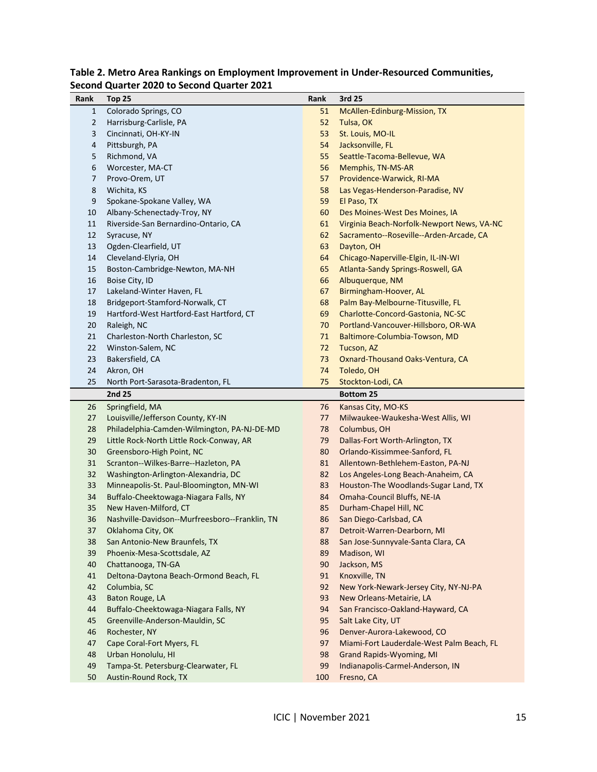**Table 2. Metro Area Rankings on Employment Improvement in Under-Resourced Communities, Second Quarter 2020 to Second Quarter 2021**

| Rank | Top 25 | Rank | 3rd 25 |
|---|---|---|---|
| 1 | Colorado Springs, CO | 51 | McAllen-Edinburg-Mission, TX |
| 2 | Harrisburg-Carlisle, PA | 52 | Tulsa, OK |
| 3 | Cincinnati, OH-KY-IN | 53 | St. Louis, MO-IL |
| 4 | Pittsburgh, PA | 54 | Jacksonville, FL |
| 5 | Richmond, VA | 55 | Seattle-Tacoma-Bellevue, WA |
| 6 | Worcester, MA-CT | 56 | Memphis, TN-MS-AR |
| 7 | Provo-Orem, UT | 57 | Providence-Warwick, RI-MA |
| 8 | Wichita, KS | 58 | Las Vegas-Henderson-Paradise, NV |
| 9 | Spokane-Spokane Valley, WA | 59 | El Paso, TX |
| 10 | Albany-Schenectady-Troy, NY | 60 | Des Moines-West Des Moines, IA |
| 11 | Riverside-San Bernardino-Ontario, CA | 61 | Virginia Beach-Norfolk-Newport News, VA-NC |
| 12 | Syracuse, NY | 62 | Sacramento--Roseville--Arden-Arcade, CA |
| 13 | Ogden-Clearfield, UT | 63 | Dayton, OH |
| 14 | Cleveland-Elyria, OH | 64 | Chicago-Naperville-Elgin, IL-IN-WI |
| 15 | Boston-Cambridge-Newton, MA-NH | 65 | Atlanta-Sandy Springs-Roswell, GA |
| 16 | Boise City, ID | 66 | Albuquerque, NM |
| 17 | Lakeland-Winter Haven, FL | 67 | Birmingham-Hoover, AL |
| 18 | Bridgeport-Stamford-Norwalk, CT | 68 | Palm Bay-Melbourne-Titusville, FL |
| 19 | Hartford-West Hartford-East Hartford, CT | 69 | Charlotte-Concord-Gastonia, NC-SC |
| 20 | Raleigh, NC | 70 | Portland-Vancouver-Hillsboro, OR-WA |
| 21 | Charleston-North Charleston, SC | 71 | Baltimore-Columbia-Towson, MD |
| 22 | Winston-Salem, NC | 72 | Tucson, AZ |
| 23 | Bakersfield, CA | 73 | Oxnard-Thousand Oaks-Ventura, CA |
| 24 | Akron, OH | 74 | Toledo, OH |
| 25 | North Port-Sarasota-Bradenton, FL | 75 | Stockton-Lodi, CA |
| | **2nd 25** | | **Bottom 25** |
| 26 | Springfield, MA | 76 | Kansas City, MO-KS |
| 27 | Louisville/Jefferson County, KY-IN | 77 | Milwaukee-Waukesha-West Allis, WI |
| 28 | Philadelphia-Camden-Wilmington, PA-NJ-DE-MD | 78 | Columbus, OH |
| 29 | Little Rock-North Little Rock-Conway, AR | 79 | Dallas-Fort Worth-Arlington, TX |
| 30 | Greensboro-High Point, NC | 80 | Orlando-Kissimmee-Sanford, FL |
| 31 | Scranton--Wilkes-Barre--Hazleton, PA | 81 | Allentown-Bethlehem-Easton, PA-NJ |
| 32 | Washington-Arlington-Alexandria, DC | 82 | Los Angeles-Long Beach-Anaheim, CA |
| 33 | Minneapolis-St. Paul-Bloomington, MN-WI | 83 | Houston-The Woodlands-Sugar Land, TX |
| 34 | Buffalo-Cheektowaga-Niagara Falls, NY | 84 | Omaha-Council Bluffs, NE-IA |
| 35 | New Haven-Milford, CT | 85 | Durham-Chapel Hill, NC |
| 36 | Nashville-Davidson--Murfreesboro--Franklin, TN | 86 | San Diego-Carlsbad, CA |
| 37 | Oklahoma City, OK | 87 | Detroit-Warren-Dearborn, MI |
| 38 | San Antonio-New Braunfels, TX | 88 | San Jose-Sunnyvale-Santa Clara, CA |
| 39 | Phoenix-Mesa-Scottsdale, AZ | 89 | Madison, WI |
| 40 | Chattanooga, TN-GA | 90 | Jackson, MS |
| 41 | Deltona-Daytona Beach-Ormond Beach, FL | 91 | Knoxville, TN |
| 42 | Columbia, SC | 92 | New York-Newark-Jersey City, NY-NJ-PA |
| 43 | Baton Rouge, LA | 93 | New Orleans-Metairie, LA |
| 44 | Buffalo-Cheektowaga-Niagara Falls, NY | 94 | San Francisco-Oakland-Hayward, CA |
| 45 | Greenville-Anderson-Mauldin, SC | 95 | Salt Lake City, UT |
| 46 | Rochester, NY | 96 | Denver-Aurora-Lakewood, CO |
| 47 | Cape Coral-Fort Myers, FL | 97 | Miami-Fort Lauderdale-West Palm Beach, FL |
| 48 | Urban Honolulu, HI | 98 | Grand Rapids-Wyoming, MI |
| 49 | Tampa-St. Petersburg-Clearwater, FL | 99 | Indianapolis-Carmel-Anderson, IN |
| 50 | Austin-Round Rock, TX | 100 | Fresno, CA |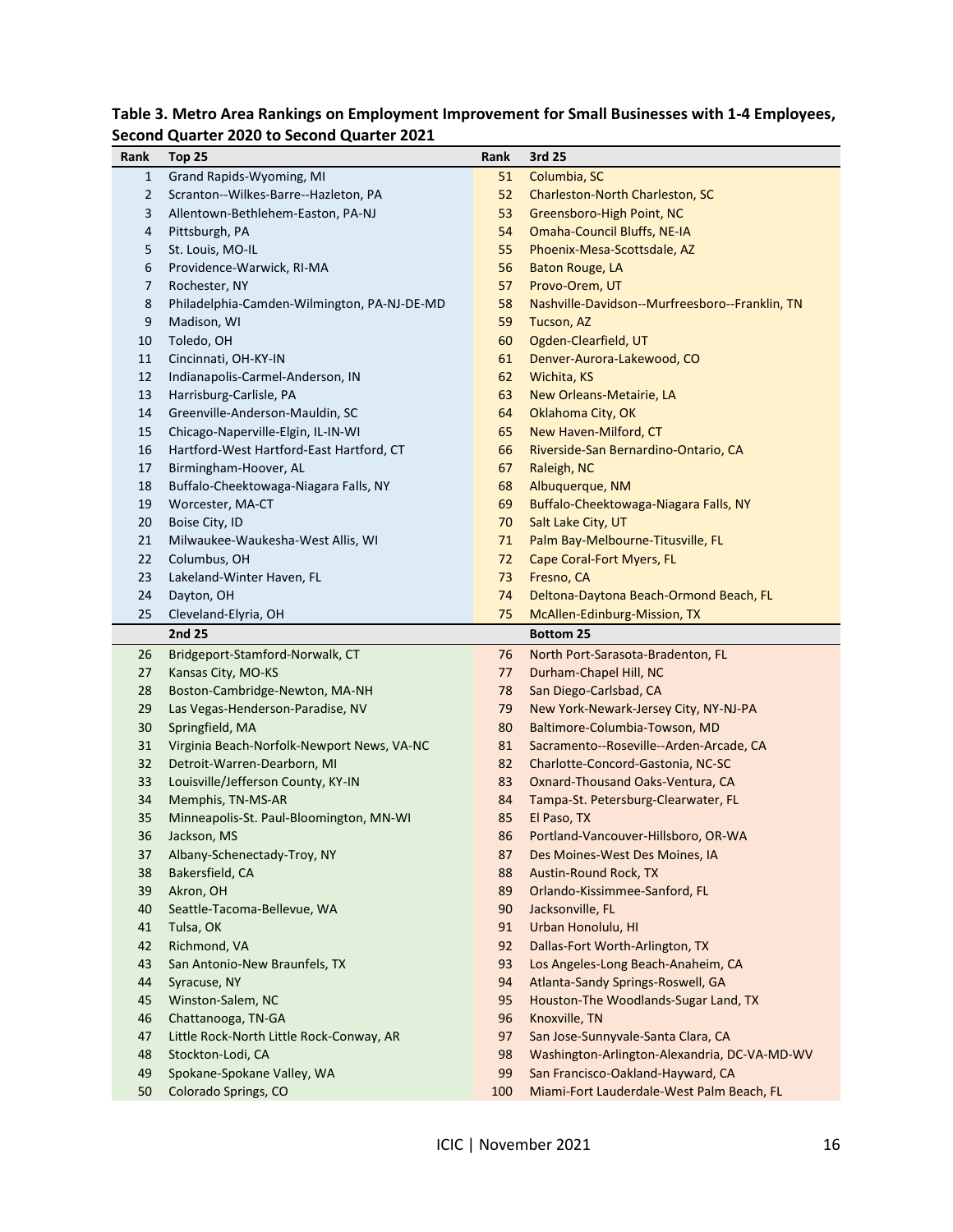**Table 3. Metro Area Rankings on Employment Improvement for Small Businesses with 1-4 Employees, Second Quarter 2020 to Second Quarter 2021**

| Rank | Top 25 | Rank | 3rd 25 |
|---|---|---|---|
| 1 | Grand Rapids-Wyoming, MI | 51 | Columbia, SC |
| 2 | Scranton--Wilkes-Barre--Hazleton, PA | 52 | Charleston-North Charleston, SC |
| 3 | Allentown-Bethlehem-Easton, PA-NJ | 53 | Greensboro-High Point, NC |
| 4 | Pittsburgh, PA | 54 | Omaha-Council Bluffs, NE-IA |
| 5 | St. Louis, MO-IL | 55 | Phoenix-Mesa-Scottsdale, AZ |
| 6 | Providence-Warwick, RI-MA | 56 | Baton Rouge, LA |
| 7 | Rochester, NY | 57 | Provo-Orem, UT |
| 8 | Philadelphia-Camden-Wilmington, PA-NJ-DE-MD | 58 | Nashville-Davidson--Murfreesboro--Franklin, TN |
| 9 | Madison, WI | 59 | Tucson, AZ |
| 10 | Toledo, OH | 60 | Ogden-Clearfield, UT |
| 11 | Cincinnati, OH-KY-IN | 61 | Denver-Aurora-Lakewood, CO |
| 12 | Indianapolis-Carmel-Anderson, IN | 62 | Wichita, KS |
| 13 | Harrisburg-Carlisle, PA | 63 | New Orleans-Metairie, LA |
| 14 | Greenville-Anderson-Mauldin, SC | 64 | Oklahoma City, OK |
| 15 | Chicago-Naperville-Elgin, IL-IN-WI | 65 | New Haven-Milford, CT |
| 16 | Hartford-West Hartford-East Hartford, CT | 66 | Riverside-San Bernardino-Ontario, CA |
| 17 | Birmingham-Hoover, AL | 67 | Raleigh, NC |
| 18 | Buffalo-Cheektowaga-Niagara Falls, NY | 68 | Albuquerque, NM |
| 19 | Worcester, MA-CT | 69 | Buffalo-Cheektowaga-Niagara Falls, NY |
| 20 | Boise City, ID | 70 | Salt Lake City, UT |
| 21 | Milwaukee-Waukesha-West Allis, WI | 71 | Palm Bay-Melbourne-Titusville, FL |
| 22 | Columbus, OH | 72 | Cape Coral-Fort Myers, FL |
| 23 | Lakeland-Winter Haven, FL | 73 | Fresno, CA |
| 24 | Dayton, OH | 74 | Deltona-Daytona Beach-Ormond Beach, FL |
| 25 | Cleveland-Elyria, OH | 75 | McAllen-Edinburg-Mission, TX |
| | **2nd 25** | | **Bottom 25** |
| 26 | Bridgeport-Stamford-Norwalk, CT | 76 | North Port-Sarasota-Bradenton, FL |
| 27 | Kansas City, MO-KS | 77 | Durham-Chapel Hill, NC |
| 28 | Boston-Cambridge-Newton, MA-NH | 78 | San Diego-Carlsbad, CA |
| 29 | Las Vegas-Henderson-Paradise, NV | 79 | New York-Newark-Jersey City, NY-NJ-PA |
| 30 | Springfield, MA | 80 | Baltimore-Columbia-Towson, MD |
| 31 | Virginia Beach-Norfolk-Newport News, VA-NC | 81 | Sacramento--Roseville--Arden-Arcade, CA |
| 32 | Detroit-Warren-Dearborn, MI | 82 | Charlotte-Concord-Gastonia, NC-SC |
| 33 | Louisville/Jefferson County, KY-IN | 83 | Oxnard-Thousand Oaks-Ventura, CA |
| 34 | Memphis, TN-MS-AR | 84 | Tampa-St. Petersburg-Clearwater, FL |
| 35 | Minneapolis-St. Paul-Bloomington, MN-WI | 85 | El Paso, TX |
| 36 | Jackson, MS | 86 | Portland-Vancouver-Hillsboro, OR-WA |
| 37 | Albany-Schenectady-Troy, NY | 87 | Des Moines-West Des Moines, IA |
| 38 | Bakersfield, CA | 88 | Austin-Round Rock, TX |
| 39 | Akron, OH | 89 | Orlando-Kissimmee-Sanford, FL |
| 40 | Seattle-Tacoma-Bellevue, WA | 90 | Jacksonville, FL |
| 41 | Tulsa, OK | 91 | Urban Honolulu, HI |
| 42 | Richmond, VA | 92 | Dallas-Fort Worth-Arlington, TX |
| 43 | San Antonio-New Braunfels, TX | 93 | Los Angeles-Long Beach-Anaheim, CA |
| 44 | Syracuse, NY | 94 | Atlanta-Sandy Springs-Roswell, GA |
| 45 | Winston-Salem, NC | 95 | Houston-The Woodlands-Sugar Land, TX |
| 46 | Chattanooga, TN-GA | 96 | Knoxville, TN |
| 47 | Little Rock-North Little Rock-Conway, AR | 97 | San Jose-Sunnyvale-Santa Clara, CA |
| 48 | Stockton-Lodi, CA | 98 | Washington-Arlington-Alexandria, DC-VA-MD-WV |
| 49 | Spokane-Spokane Valley, WA | 99 | San Francisco-Oakland-Hayward, CA |
| 50 | Colorado Springs, CO | 100 | Miami-Fort Lauderdale-West Palm Beach, FL |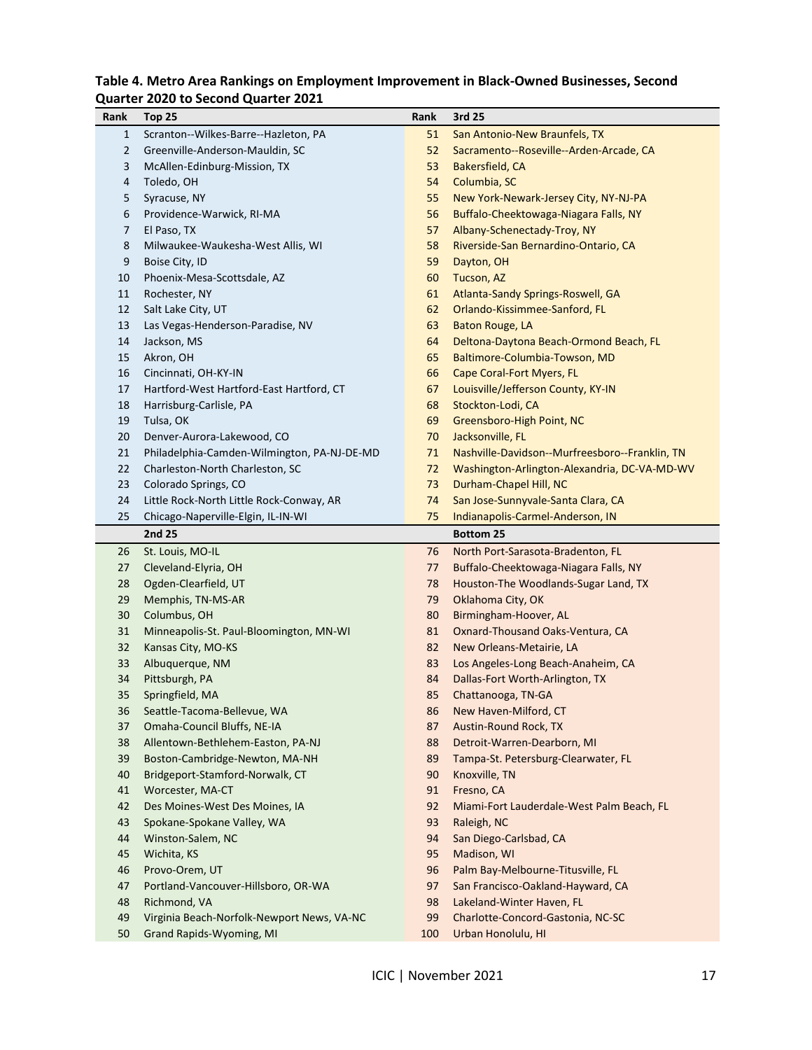**Table 4. Metro Area Rankings on Employment Improvement in Black-Owned Businesses, Second Quarter 2020 to Second Quarter 2021**

| Rank | Top 25 | Rank | 3rd 25 |
|---|---|---|---|
| 1 | Scranton--Wilkes-Barre--Hazleton, PA | 51 | San Antonio-New Braunfels, TX |
| 2 | Greenville-Anderson-Mauldin, SC | 52 | Sacramento--Roseville--Arden-Arcade, CA |
| 3 | McAllen-Edinburg-Mission, TX | 53 | Bakersfield, CA |
| 4 | Toledo, OH | 54 | Columbia, SC |
| 5 | Syracuse, NY | 55 | New York-Newark-Jersey City, NY-NJ-PA |
| 6 | Providence-Warwick, RI-MA | 56 | Buffalo-Cheektowaga-Niagara Falls, NY |
| 7 | El Paso, TX | 57 | Albany-Schenectady-Troy, NY |
| 8 | Milwaukee-Waukesha-West Allis, WI | 58 | Riverside-San Bernardino-Ontario, CA |
| 9 | Boise City, ID | 59 | Dayton, OH |
| 10 | Phoenix-Mesa-Scottsdale, AZ | 60 | Tucson, AZ |
| 11 | Rochester, NY | 61 | Atlanta-Sandy Springs-Roswell, GA |
| 12 | Salt Lake City, UT | 62 | Orlando-Kissimmee-Sanford, FL |
| 13 | Las Vegas-Henderson-Paradise, NV | 63 | Baton Rouge, LA |
| 14 | Jackson, MS | 64 | Deltona-Daytona Beach-Ormond Beach, FL |
| 15 | Akron, OH | 65 | Baltimore-Columbia-Towson, MD |
| 16 | Cincinnati, OH-KY-IN | 66 | Cape Coral-Fort Myers, FL |
| 17 | Hartford-West Hartford-East Hartford, CT | 67 | Louisville/Jefferson County, KY-IN |
| 18 | Harrisburg-Carlisle, PA | 68 | Stockton-Lodi, CA |
| 19 | Tulsa, OK | 69 | Greensboro-High Point, NC |
| 20 | Denver-Aurora-Lakewood, CO | 70 | Jacksonville, FL |
| 21 | Philadelphia-Camden-Wilmington, PA-NJ-DE-MD | 71 | Nashville-Davidson--Murfreesboro--Franklin, TN |
| 22 | Charleston-North Charleston, SC | 72 | Washington-Arlington-Alexandria, DC-VA-MD-WV |
| 23 | Colorado Springs, CO | 73 | Durham-Chapel Hill, NC |
| 24 | Little Rock-North Little Rock-Conway, AR | 74 | San Jose-Sunnyvale-Santa Clara, CA |
| 25 | Chicago-Naperville-Elgin, IL-IN-WI | 75 | Indianapolis-Carmel-Anderson, IN |
| | **2nd 25** | | **Bottom 25** |
| 26 | St. Louis, MO-IL | 76 | North Port-Sarasota-Bradenton, FL |
| 27 | Cleveland-Elyria, OH | 77 | Buffalo-Cheektowaga-Niagara Falls, NY |
| 28 | Ogden-Clearfield, UT | 78 | Houston-The Woodlands-Sugar Land, TX |
| 29 | Memphis, TN-MS-AR | 79 | Oklahoma City, OK |
| 30 | Columbus, OH | 80 | Birmingham-Hoover, AL |
| 31 | Minneapolis-St. Paul-Bloomington, MN-WI | 81 | Oxnard-Thousand Oaks-Ventura, CA |
| 32 | Kansas City, MO-KS | 82 | New Orleans-Metairie, LA |
| 33 | Albuquerque, NM | 83 | Los Angeles-Long Beach-Anaheim, CA |
| 34 | Pittsburgh, PA | 84 | Dallas-Fort Worth-Arlington, TX |
| 35 | Springfield, MA | 85 | Chattanooga, TN-GA |
| 36 | Seattle-Tacoma-Bellevue, WA | 86 | New Haven-Milford, CT |
| 37 | Omaha-Council Bluffs, NE-IA | 87 | Austin-Round Rock, TX |
| 38 | Allentown-Bethlehem-Easton, PA-NJ | 88 | Detroit-Warren-Dearborn, MI |
| 39 | Boston-Cambridge-Newton, MA-NH | 89 | Tampa-St. Petersburg-Clearwater, FL |
| 40 | Bridgeport-Stamford-Norwalk, CT | 90 | Knoxville, TN |
| 41 | Worcester, MA-CT | 91 | Fresno, CA |
| 42 | Des Moines-West Des Moines, IA | 92 | Miami-Fort Lauderdale-West Palm Beach, FL |
| 43 | Spokane-Spokane Valley, WA | 93 | Raleigh, NC |
| 44 | Winston-Salem, NC | 94 | San Diego-Carlsbad, CA |
| 45 | Wichita, KS | 95 | Madison, WI |
| 46 | Provo-Orem, UT | 96 | Palm Bay-Melbourne-Titusville, FL |
| 47 | Portland-Vancouver-Hillsboro, OR-WA | 97 | San Francisco-Oakland-Hayward, CA |
| 48 | Richmond, VA | 98 | Lakeland-Winter Haven, FL |
| 49 | Virginia Beach-Norfolk-Newport News, VA-NC | 99 | Charlotte-Concord-Gastonia, NC-SC |
| 50 | Grand Rapids-Wyoming, MI | 100 | Urban Honolulu, HI |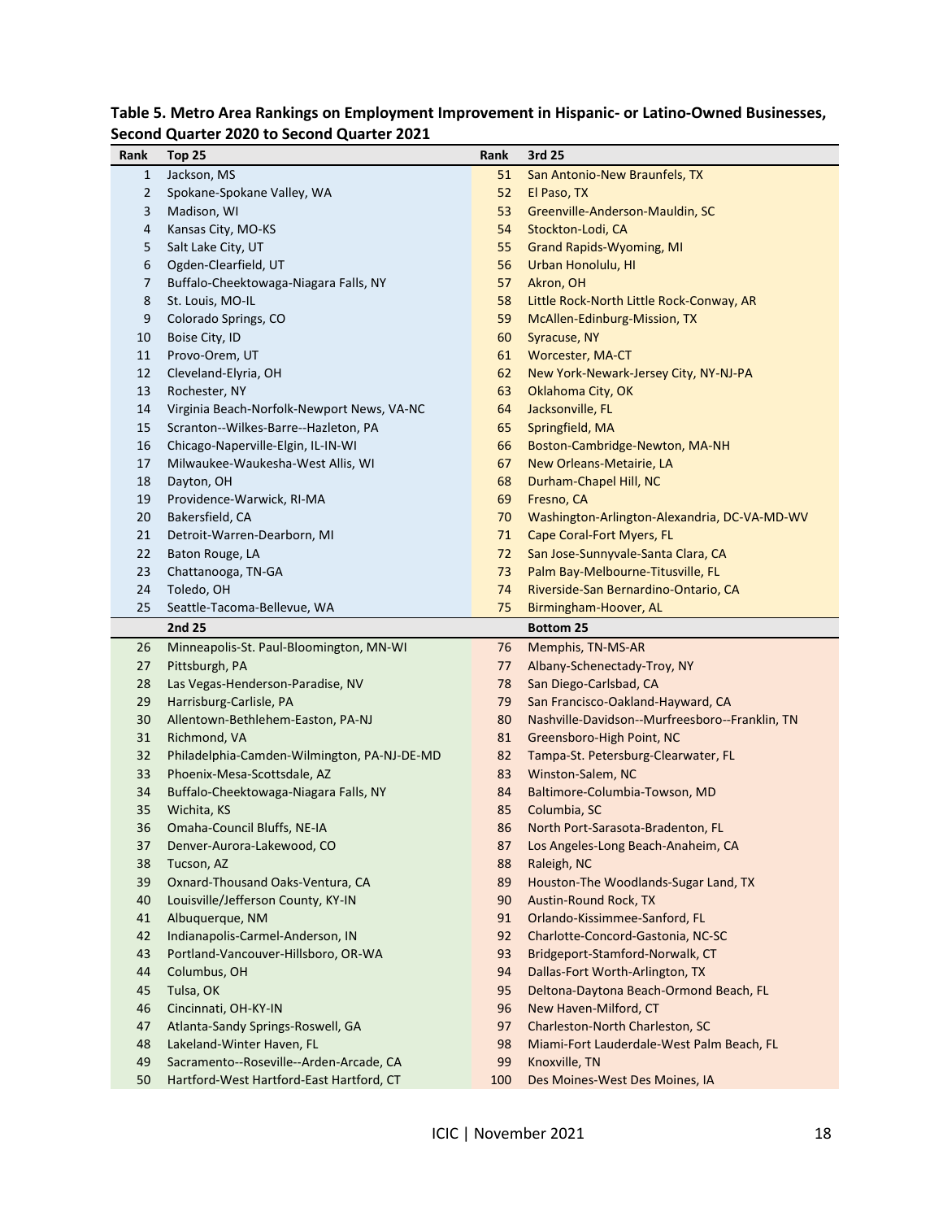**Table 5. Metro Area Rankings on Employment Improvement in Hispanic- or Latino-Owned Businesses, Second Quarter 2020 to Second Quarter 2021**

| Rank | Top 25 | Rank | 3rd 25 |
|---|---|---|---|
| 1 | Jackson, MS | 51 | San Antonio-New Braunfels, TX |
| 2 | Spokane-Spokane Valley, WA | 52 | El Paso, TX |
| 3 | Madison, WI | 53 | Greenville-Anderson-Mauldin, SC |
| 4 | Kansas City, MO-KS | 54 | Stockton-Lodi, CA |
| 5 | Salt Lake City, UT | 55 | Grand Rapids-Wyoming, MI |
| 6 | Ogden-Clearfield, UT | 56 | Urban Honolulu, HI |
| 7 | Buffalo-Cheektowaga-Niagara Falls, NY | 57 | Akron, OH |
| 8 | St. Louis, MO-IL | 58 | Little Rock-North Little Rock-Conway, AR |
| 9 | Colorado Springs, CO | 59 | McAllen-Edinburg-Mission, TX |
| 10 | Boise City, ID | 60 | Syracuse, NY |
| 11 | Provo-Orem, UT | 61 | Worcester, MA-CT |
| 12 | Cleveland-Elyria, OH | 62 | New York-Newark-Jersey City, NY-NJ-PA |
| 13 | Rochester, NY | 63 | Oklahoma City, OK |
| 14 | Virginia Beach-Norfolk-Newport News, VA-NC | 64 | Jacksonville, FL |
| 15 | Scranton--Wilkes-Barre--Hazleton, PA | 65 | Springfield, MA |
| 16 | Chicago-Naperville-Elgin, IL-IN-WI | 66 | Boston-Cambridge-Newton, MA-NH |
| 17 | Milwaukee-Waukesha-West Allis, WI | 67 | New Orleans-Metairie, LA |
| 18 | Dayton, OH | 68 | Durham-Chapel Hill, NC |
| 19 | Providence-Warwick, RI-MA | 69 | Fresno, CA |
| 20 | Bakersfield, CA | 70 | Washington-Arlington-Alexandria, DC-VA-MD-WV |
| 21 | Detroit-Warren-Dearborn, MI | 71 | Cape Coral-Fort Myers, FL |
| 22 | Baton Rouge, LA | 72 | San Jose-Sunnyvale-Santa Clara, CA |
| 23 | Chattanooga, TN-GA | 73 | Palm Bay-Melbourne-Titusville, FL |
| 24 | Toledo, OH | 74 | Riverside-San Bernardino-Ontario, CA |
| 25 | Seattle-Tacoma-Bellevue, WA | 75 | Birmingham-Hoover, AL |
| | **2nd 25** | | **Bottom 25** |
| 26 | Minneapolis-St. Paul-Bloomington, MN-WI | 76 | Memphis, TN-MS-AR |
| 27 | Pittsburgh, PA | 77 | Albany-Schenectady-Troy, NY |
| 28 | Las Vegas-Henderson-Paradise, NV | 78 | San Diego-Carlsbad, CA |
| 29 | Harrisburg-Carlisle, PA | 79 | San Francisco-Oakland-Hayward, CA |
| 30 | Allentown-Bethlehem-Easton, PA-NJ | 80 | Nashville-Davidson--Murfreesboro--Franklin, TN |
| 31 | Richmond, VA | 81 | Greensboro-High Point, NC |
| 32 | Philadelphia-Camden-Wilmington, PA-NJ-DE-MD | 82 | Tampa-St. Petersburg-Clearwater, FL |
| 33 | Phoenix-Mesa-Scottsdale, AZ | 83 | Winston-Salem, NC |
| 34 | Buffalo-Cheektowaga-Niagara Falls, NY | 84 | Baltimore-Columbia-Towson, MD |
| 35 | Wichita, KS | 85 | Columbia, SC |
| 36 | Omaha-Council Bluffs, NE-IA | 86 | North Port-Sarasota-Bradenton, FL |
| 37 | Denver-Aurora-Lakewood, CO | 87 | Los Angeles-Long Beach-Anaheim, CA |
| 38 | Tucson, AZ | 88 | Raleigh, NC |
| 39 | Oxnard-Thousand Oaks-Ventura, CA | 89 | Houston-The Woodlands-Sugar Land, TX |
| 40 | Louisville/Jefferson County, KY-IN | 90 | Austin-Round Rock, TX |
| 41 | Albuquerque, NM | 91 | Orlando-Kissimmee-Sanford, FL |
| 42 | Indianapolis-Carmel-Anderson, IN | 92 | Charlotte-Concord-Gastonia, NC-SC |
| 43 | Portland-Vancouver-Hillsboro, OR-WA | 93 | Bridgeport-Stamford-Norwalk, CT |
| 44 | Columbus, OH | 94 | Dallas-Fort Worth-Arlington, TX |
| 45 | Tulsa, OK | 95 | Deltona-Daytona Beach-Ormond Beach, FL |
| 46 | Cincinnati, OH-KY-IN | 96 | New Haven-Milford, CT |
| 47 | Atlanta-Sandy Springs-Roswell, GA | 97 | Charleston-North Charleston, SC |
| 48 | Lakeland-Winter Haven, FL | 98 | Miami-Fort Lauderdale-West Palm Beach, FL |
| 49 | Sacramento--Roseville--Arden-Arcade, CA | 99 | Knoxville, TN |
| 50 | Hartford-West Hartford-East Hartford, CT | 100 | Des Moines-West Des Moines, IA |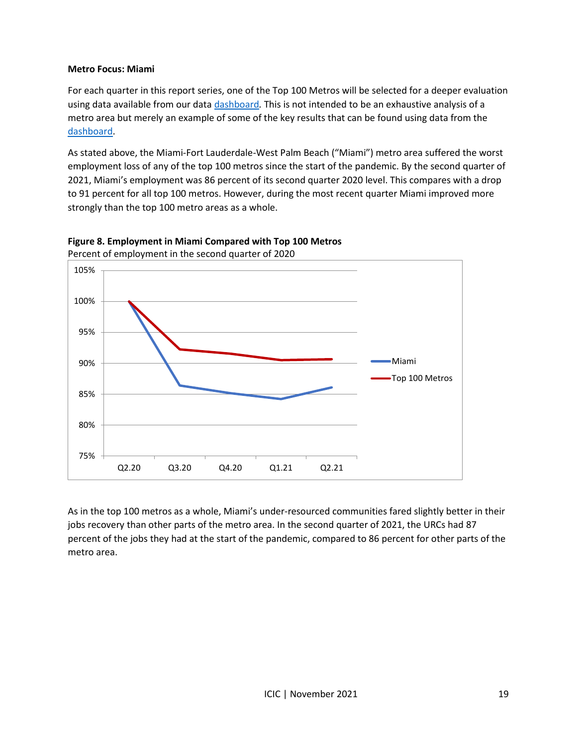**Metro Focus: Miami**

For each quarter in this report series, one of the Top 100 Metros will be selected for a deeper evaluation using data available from our data dashboard. This is not intended to be an exhaustive analysis of a metro area but merely an example of some of the key results that can be found using data from the dashboard.

As stated above, the Miami-Fort Lauderdale-West Palm Beach ("Miami") metro area suffered the worst employment loss of any of the top 100 metros since the start of the pandemic. By the second quarter of 2021, Miami's employment was 86 percent of its second quarter 2020 level. This compares with a drop to 91 percent for all top 100 metros. However, during the most recent quarter Miami improved more strongly than the top 100 metro areas as a whole.

**Figure 8. Employment in Miami Compared with Top 100 Metros**

Percent of employment in the second quarter of 2020

As in the top 100 metros as a whole, Miami's under-resourced communities fared slightly better in their jobs recovery than other parts of the metro area. In the second quarter of 2021, the URCs had 87 percent of the jobs they had at the start of the pandemic, compared to 86 percent for other parts of the metro area.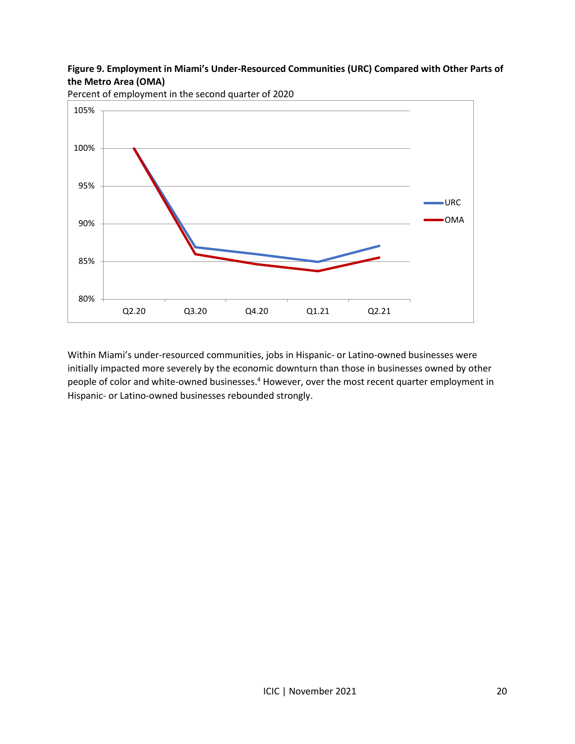**Figure 9. Employment in Miami's Under-Resourced Communities (URC) Compared with Other Parts of the Metro Area (OMA)**

Percent of employment in the second quarter of 2020

Within Miami's under-resourced communities, jobs in Hispanic- or Latino-owned businesses were initially impacted more severely by the economic downturn than those in businesses owned by other people of color and white-owned businesses.[4] However, over the most recent quarter employment in Hispanic- or Latino-owned businesses rebounded strongly.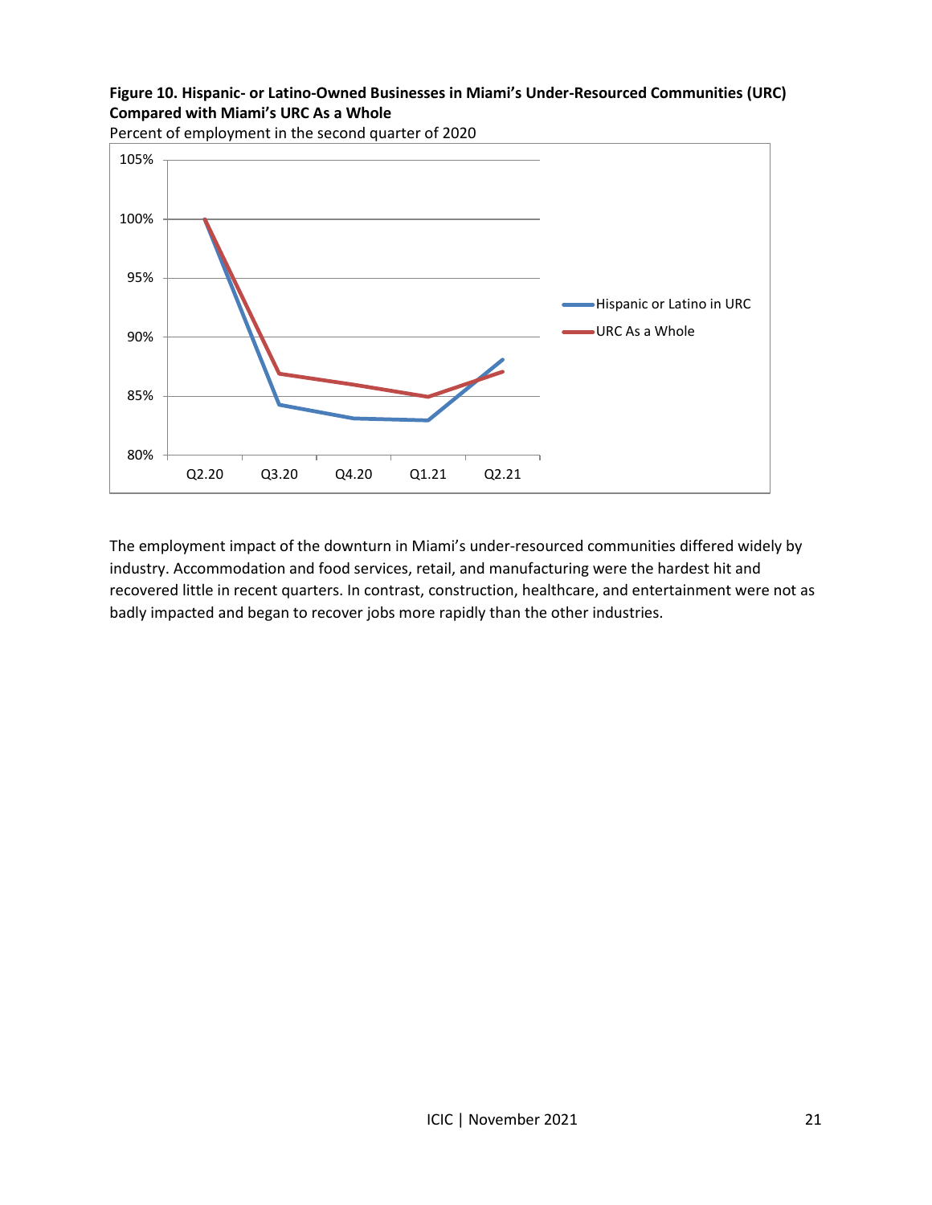**Figure 10. Hispanic- or Latino-Owned Businesses in Miami's Under-Resourced Communities (URC) Compared with Miami's URC As a Whole**

Percent of employment in the second quarter of 2020

The employment impact of the downturn in Miami's under-resourced communities differed widely by industry. Accommodation and food services, retail, and manufacturing were the hardest hit and recovered little in recent quarters. In contrast, construction, healthcare, and entertainment were not as badly impacted and began to recover jobs more rapidly than the other industries.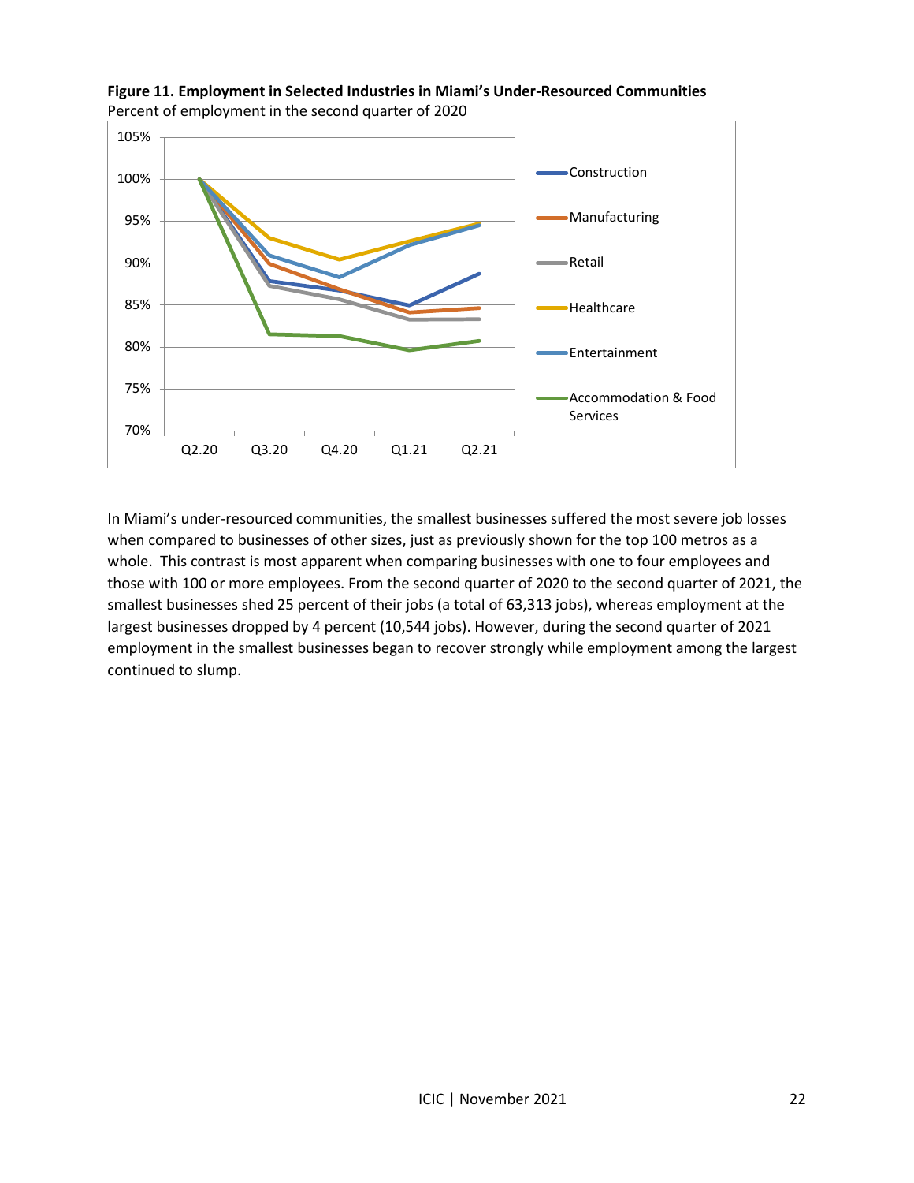**Figure 11. Employment in Selected Industries in Miami's Under-Resourced Communities**

Percent of employment in the second quarter of 2020

In Miami's under-resourced communities, the smallest businesses suffered the most severe job losses when compared to businesses of other sizes, just as previously shown for the top 100 metros as a whole. This contrast is most apparent when comparing businesses with one to four employees and those with 100 or more employees. From the second quarter of 2020 to the second quarter of 2021, the smallest businesses shed 25 percent of their jobs (a total of 63,313 jobs), whereas employment at the largest businesses dropped by 4 percent (10,544 jobs). However, during the second quarter of 2021 employment in the smallest businesses began to recover strongly while employment among the largest continued to slump.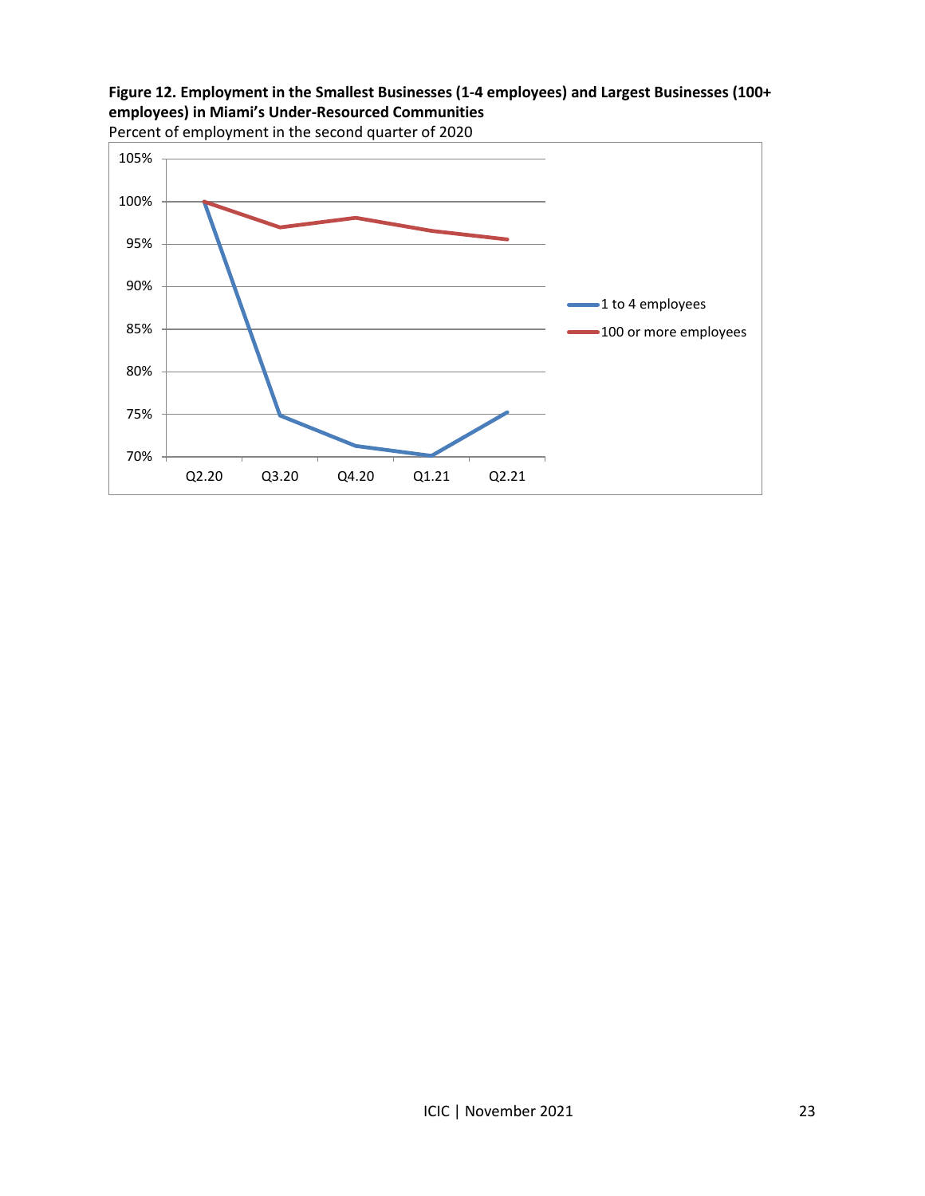**Figure 12. Employment in the Smallest Businesses (1-4 employees) and Largest Businesses (100+ employees) in Miami's Under-Resourced Communities**

Percent of employment in the second quarter of 2020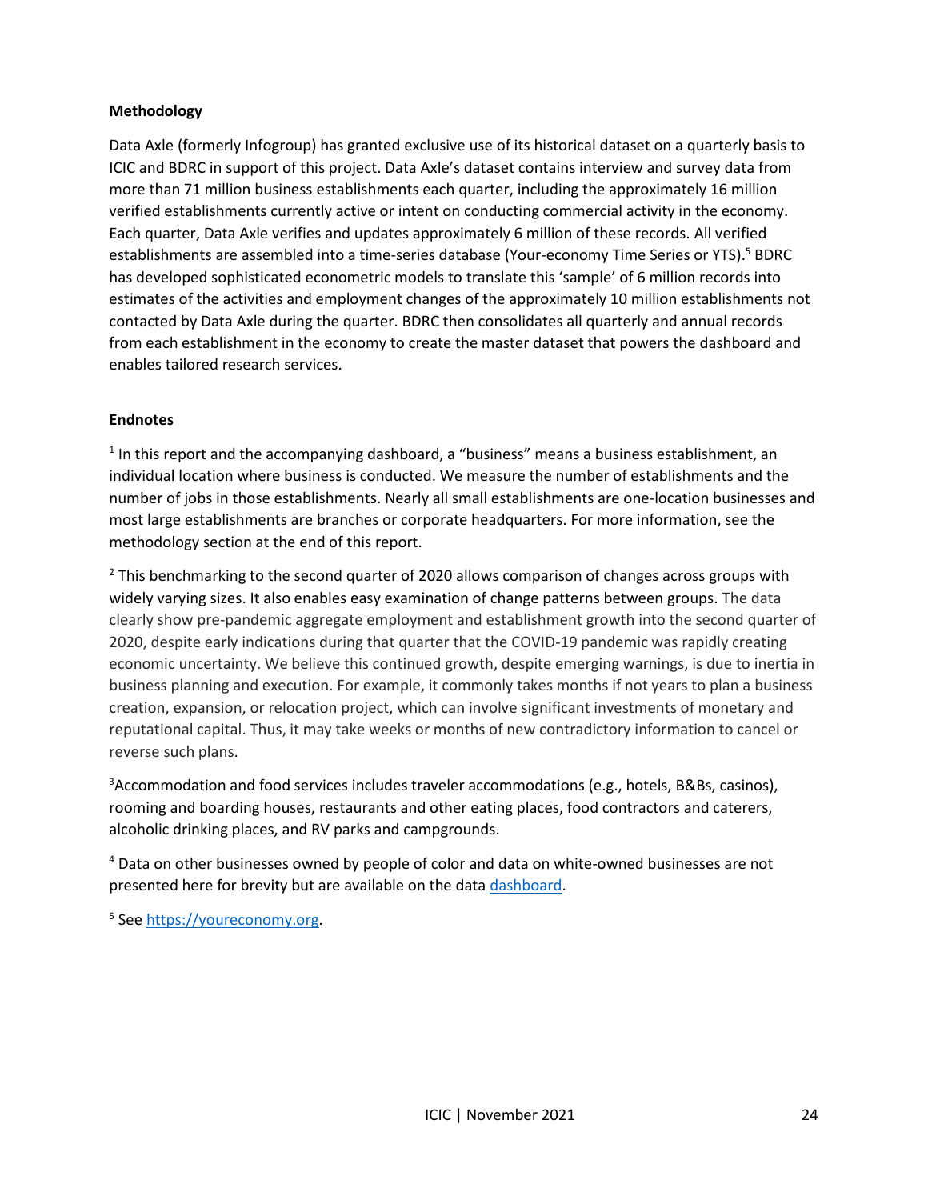**Methodology**

Data Axle (formerly Infogroup) has granted exclusive use of its historical dataset on a quarterly basis to ICIC and BDRC in support of this project. Data Axle's dataset contains interview and survey data from more than 71 million business establishments each quarter, including the approximately 16 million verified establishments currently active or intent on conducting commercial activity in the economy. Each quarter, Data Axle verifies and updates approximately 6 million of these records. All verified establishments are assembled into a time-series database (Your-economy Time Series or YTS).[5] BDRC has developed sophisticated econometric models to translate this 'sample' of 6 million records into estimates of the activities and employment changes of the approximately 10 million establishments not contacted by Data Axle during the quarter. BDRC then consolidates all quarterly and annual records from each establishment in the economy to create the master dataset that powers the dashboard and enables tailored research services.

**Endnotes**

[1] In this report and the accompanying dashboard, a "business" means a business establishment, an individual location where business is conducted. We measure the number of establishments and the number of jobs in those establishments. Nearly all small establishments are one-location businesses and most large establishments are branches or corporate headquarters. For more information, see the methodology section at the end of this report.

[2] This benchmarking to the second quarter of 2020 allows comparison of changes across groups with widely varying sizes. It also enables easy examination of change patterns between groups. The data clearly show pre-pandemic aggregate employment and establishment growth into the second quarter of 2020, despite early indications during that quarter that the COVID-19 pandemic was rapidly creating economic uncertainty. We believe this continued growth, despite emerging warnings, is due to inertia in business planning and execution. For example, it commonly takes months if not years to plan a business creation, expansion, or relocation project, which can involve significant investments of monetary and reputational capital. Thus, it may take weeks or months of new contradictory information to cancel or reverse such plans.

[3] Accommodation and food services includes traveler accommodations (e.g., hotels, B&Bs, casinos), rooming and boarding houses, restaurants and other eating places, food contractors and caterers, alcoholic drinking places, and RV parks and campgrounds.

[4] Data on other businesses owned by people of color and data on white-owned businesses are not presented here for brevity but are available on the data dashboard.

[5] See https://youreconomy.org.